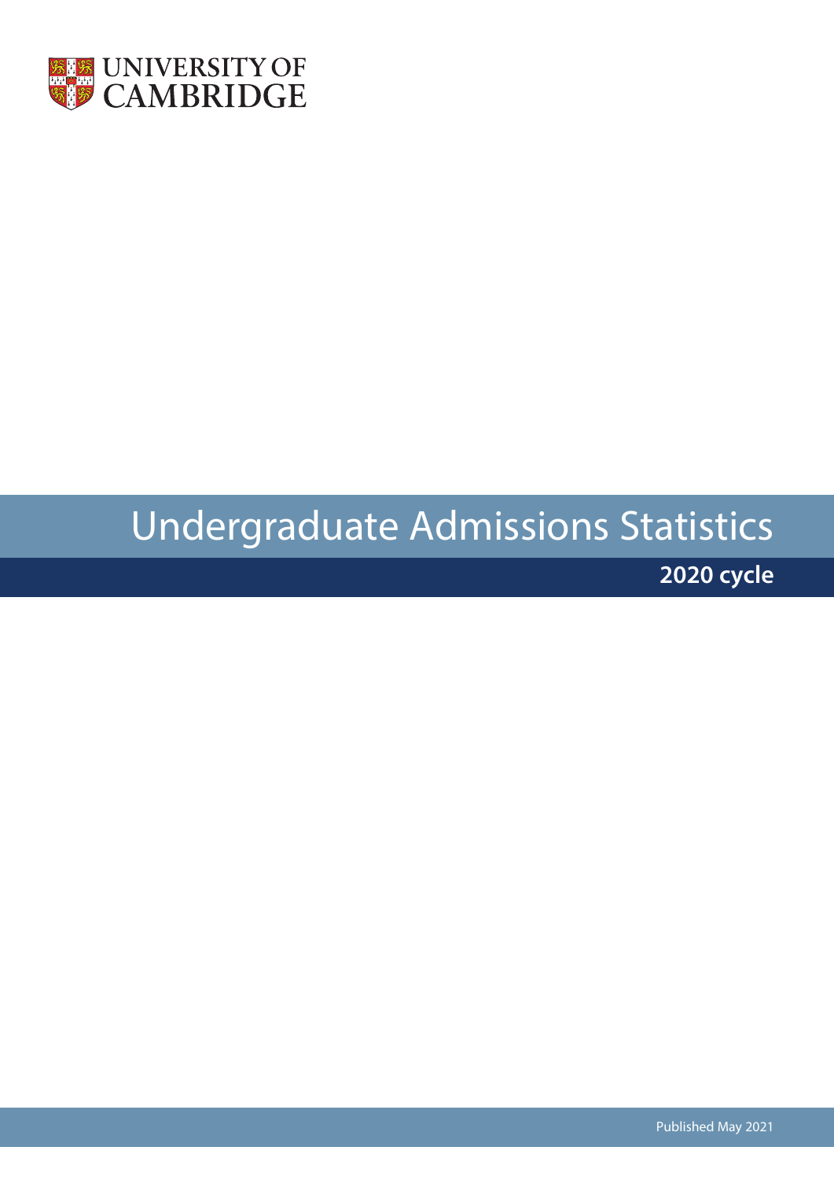UNIVERSITY OF CAMBRIDGE

# Undergraduate Admissions Statistics

**2020 cycle**

Published May 2021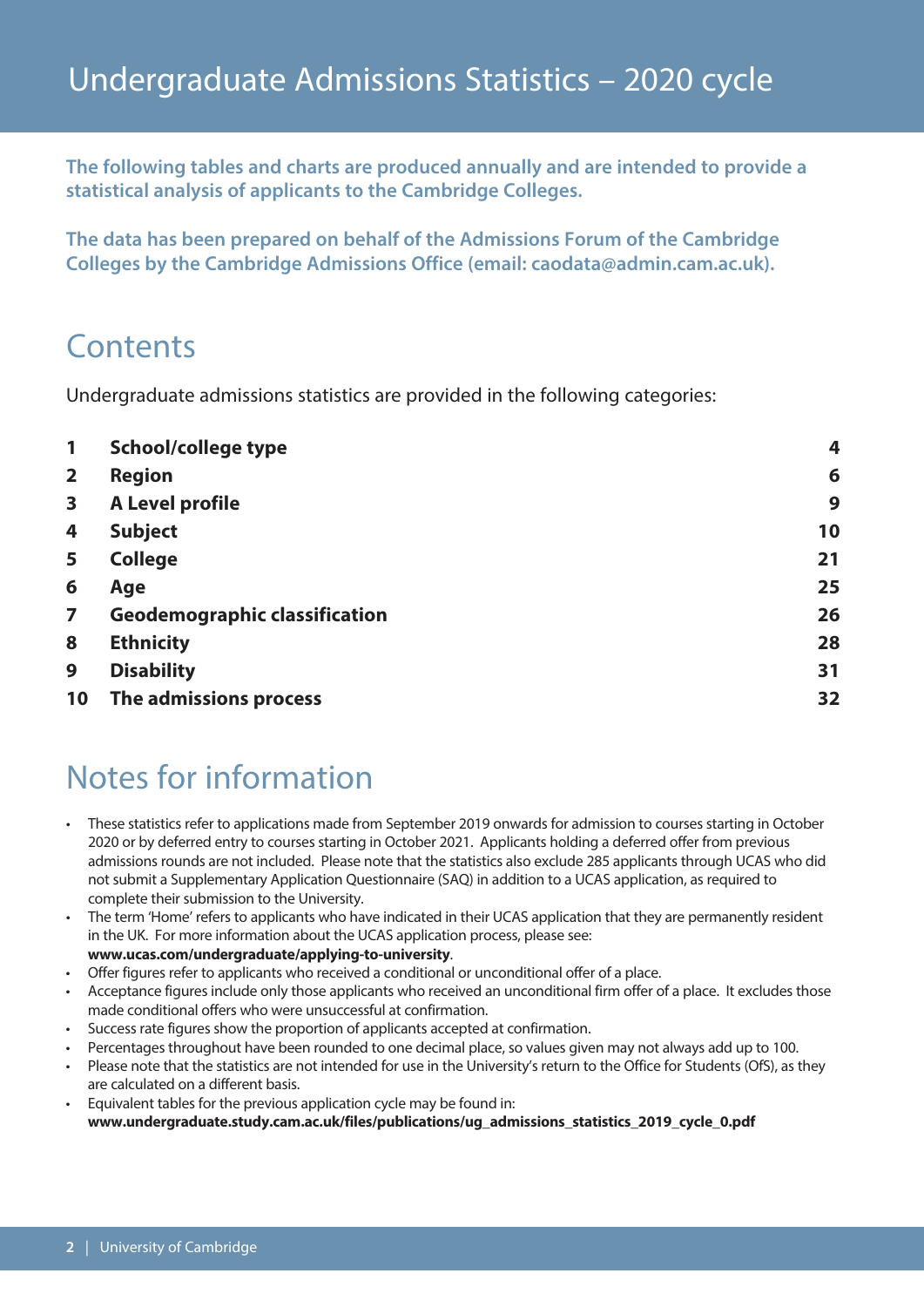# Undergraduate Admissions Statistics – 2020 cycle

**The following tables and charts are produced annually and are intended to provide a statistical analysis of applicants to the Cambridge Colleges.**

**The data has been prepared on behalf of the Admissions Forum of the Cambridge Colleges by the Cambridge Admissions Office (email: caodata@admin.cam.ac.uk).**

## Contents

Undergraduate admissions statistics are provided in the following categories:

| | | |
|---|---|---|
| **1** | **School/college type** | **4** |
| **2** | **Region** | **6** |
| **3** | **A Level profile** | **9** |
| **4** | **Subject** | **10** |
| **5** | **College** | **21** |
| **6** | **Age** | **25** |
| **7** | **Geodemographic classification** | **26** |
| **8** | **Ethnicity** | **28** |
| **9** | **Disability** | **31** |
| **10** | **The admissions process** | **32** |

## Notes for information

- These statistics refer to applications made from September 2019 onwards for admission to courses starting in October 2020 or by deferred entry to courses starting in October 2021. Applicants holding a deferred offer from previous admissions rounds are not included. Please note that the statistics also exclude 285 applicants through UCAS who did not submit a Supplementary Application Questionnaire (SAQ) in addition to a UCAS application, as required to complete their submission to the University.
- The term 'Home' refers to applicants who have indicated in their UCAS application that they are permanently resident in the UK. For more information about the UCAS application process, please see: **www.ucas.com/undergraduate/applying-to-university**.
- Offer figures refer to applicants who received a conditional or unconditional offer of a place.
- Acceptance figures include only those applicants who received an unconditional firm offer of a place. It excludes those made conditional offers who were unsuccessful at confirmation.
- Success rate figures show the proportion of applicants accepted at confirmation.
- Percentages throughout have been rounded to one decimal place, so values given may not always add up to 100.
- Please note that the statistics are not intended for use in the University's return to the Office for Students (OfS), as they are calculated on a different basis.
- Equivalent tables for the previous application cycle may be found in: **www.undergraduate.study.cam.ac.uk/files/publications/ug_admissions_statistics_2019_cycle_0.pdf**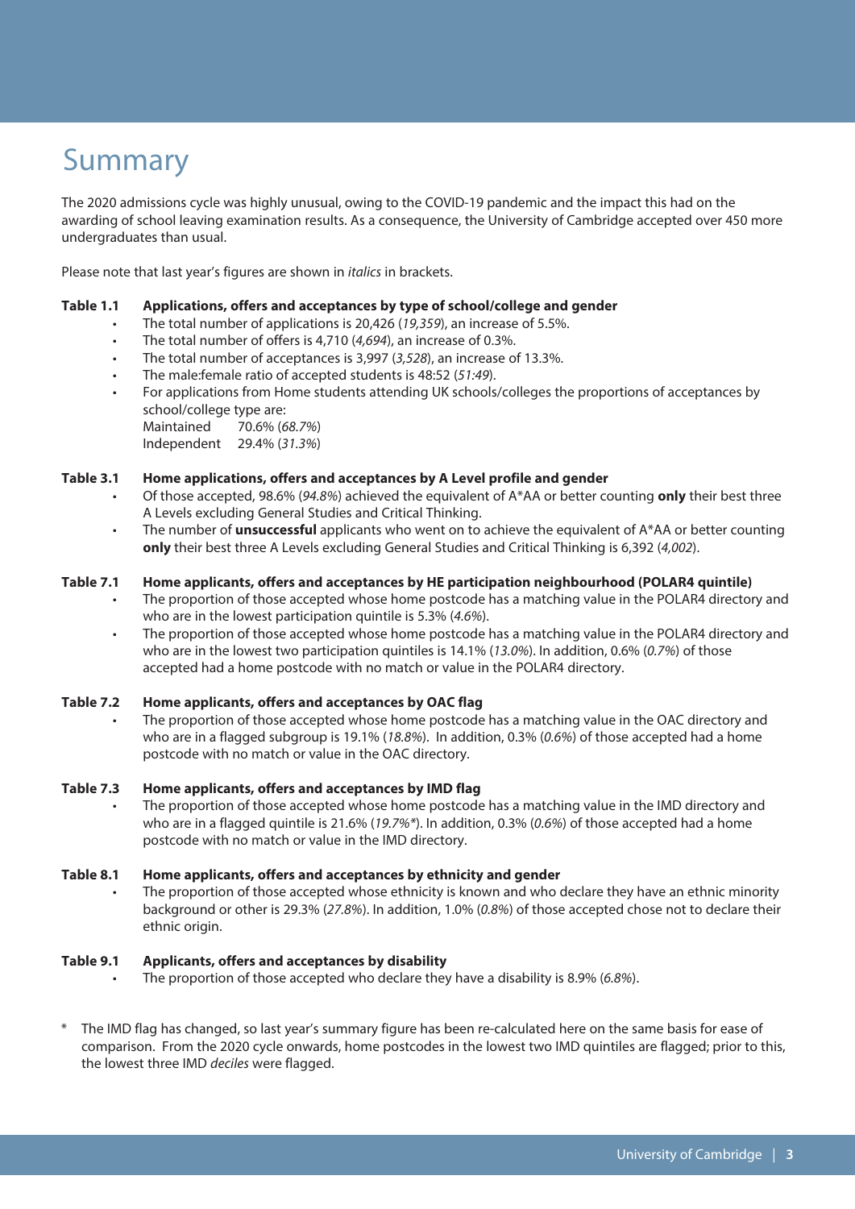# Summary

The 2020 admissions cycle was highly unusual, owing to the COVID-19 pandemic and the impact this had on the awarding of school leaving examination results. As a consequence, the University of Cambridge accepted over 450 more undergraduates than usual.

Please note that last year's figures are shown in *italics* in brackets.

**Table 1.1 Applications, offers and acceptances by type of school/college and gender**

- The total number of applications is 20,426 (*19,359*), an increase of 5.5%.
- The total number of offers is 4,710 (*4,694*), an increase of 0.3%.
- The total number of acceptances is 3,997 (*3,528*), an increase of 13.3%.
- The male:female ratio of accepted students is 48:52 (*51:49*).
- For applications from Home students attending UK schools/colleges the proportions of acceptances by school/college type are:
  Maintained 70.6% (*68.7%*)
  Independent 29.4% (*31.3%*)

**Table 3.1 Home applications, offers and acceptances by A Level profile and gender**

- Of those accepted, 98.6% (*94.8%*) achieved the equivalent of A*AA or better counting **only** their best three A Levels excluding General Studies and Critical Thinking.
- The number of **unsuccessful** applicants who went on to achieve the equivalent of A*AA or better counting **only** their best three A Levels excluding General Studies and Critical Thinking is 6,392 (*4,002*).

**Table 7.1 Home applicants, offers and acceptances by HE participation neighbourhood (POLAR4 quintile)**

- The proportion of those accepted whose home postcode has a matching value in the POLAR4 directory and who are in the lowest participation quintile is 5.3% (*4.6%*).
- The proportion of those accepted whose home postcode has a matching value in the POLAR4 directory and who are in the lowest two participation quintiles is 14.1% (*13.0%*). In addition, 0.6% (*0.7%*) of those accepted had a home postcode with no match or value in the POLAR4 directory.

**Table 7.2 Home applicants, offers and acceptances by OAC flag**

- The proportion of those accepted whose home postcode has a matching value in the OAC directory and who are in a flagged subgroup is 19.1% (*18.8%*). In addition, 0.3% (*0.6%*) of those accepted had a home postcode with no match or value in the OAC directory.

**Table 7.3 Home applicants, offers and acceptances by IMD flag**

- The proportion of those accepted whose home postcode has a matching value in the IMD directory and who are in a flagged quintile is 21.6% (*19.7%**). In addition, 0.3% (*0.6%*) of those accepted had a home postcode with no match or value in the IMD directory.

**Table 8.1 Home applicants, offers and acceptances by ethnicity and gender**

- The proportion of those accepted whose ethnicity is known and who declare they have an ethnic minority background or other is 29.3% (*27.8%*). In addition, 1.0% (*0.8%*) of those accepted chose not to declare their ethnic origin.

**Table 9.1 Applicants, offers and acceptances by disability**

- The proportion of those accepted who declare they have a disability is 8.9% (*6.8%*).

\* The IMD flag has changed, so last year's summary figure has been re-calculated here on the same basis for ease of comparison. From the 2020 cycle onwards, home postcodes in the lowest two IMD quintiles are flagged; prior to this, the lowest three IMD *deciles* were flagged.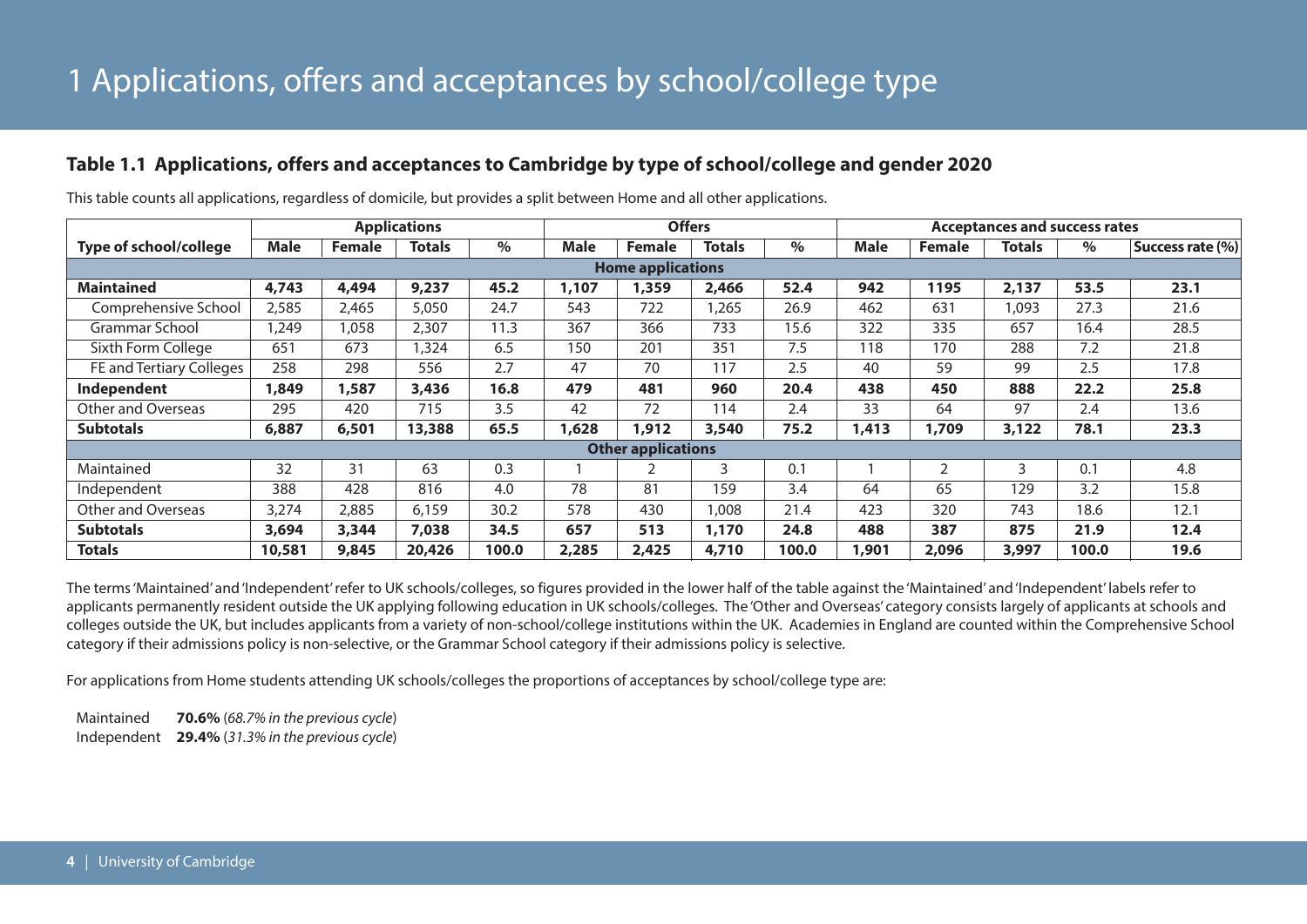# 1 Applications, offers and acceptances by school/college type

### Table 1.1 Applications, offers and acceptances to Cambridge by type of school/college and gender 2020

This table counts all applications, regardless of domicile, but provides a split between Home and all other applications.

| | Applications | | | | Offers | | | | Acceptances and success rates | | | | |
|---|---|---|---|---|---|---|---|---|---|---|---|---|---|
| **Type of school/college** | **Male** | **Female** | **Totals** | **%** | **Male** | **Female** | **Totals** | **%** | **Male** | **Female** | **Totals** | **%** | **Success rate (%)** |
| **Home applications** | | | | | | | | | | | | | |
| **Maintained** | **4,743** | **4,494** | **9,237** | **45.2** | **1,107** | **1,359** | **2,466** | **52.4** | **942** | **1195** | **2,137** | **53.5** | **23.1** |
| Comprehensive School | 2,585 | 2,465 | 5,050 | 24.7 | 543 | 722 | 1,265 | 26.9 | 462 | 631 | 1,093 | 27.3 | 21.6 |
| Grammar School | 1,249 | 1,058 | 2,307 | 11.3 | 367 | 366 | 733 | 15.6 | 322 | 335 | 657 | 16.4 | 28.5 |
| Sixth Form College | 651 | 673 | 1,324 | 6.5 | 150 | 201 | 351 | 7.5 | 118 | 170 | 288 | 7.2 | 21.8 |
| FE and Tertiary Colleges | 258 | 298 | 556 | 2.7 | 47 | 70 | 117 | 2.5 | 40 | 59 | 99 | 2.5 | 17.8 |
| **Independent** | **1,849** | **1,587** | **3,436** | **16.8** | **479** | **481** | **960** | **20.4** | **438** | **450** | **888** | **22.2** | **25.8** |
| Other and Overseas | 295 | 420 | 715 | 3.5 | 42 | 72 | 114 | 2.4 | 33 | 64 | 97 | 2.4 | 13.6 |
| **Subtotals** | **6,887** | **6,501** | **13,388** | **65.5** | **1,628** | **1,912** | **3,540** | **75.2** | **1,413** | **1,709** | **3,122** | **78.1** | **23.3** |
| **Other applications** | | | | | | | | | | | | | |
| Maintained | 32 | 31 | 63 | 0.3 | 1 | 2 | 3 | 0.1 | 1 | 2 | 3 | 0.1 | 4.8 |
| Independent | 388 | 428 | 816 | 4.0 | 78 | 81 | 159 | 3.4 | 64 | 65 | 129 | 3.2 | 15.8 |
| Other and Overseas | 3,274 | 2,885 | 6,159 | 30.2 | 578 | 430 | 1,008 | 21.4 | 423 | 320 | 743 | 18.6 | 12.1 |
| **Subtotals** | **3,694** | **3,344** | **7,038** | **34.5** | **657** | **513** | **1,170** | **24.8** | **488** | **387** | **875** | **21.9** | **12.4** |
| **Totals** | **10,581** | **9,845** | **20,426** | **100.0** | **2,285** | **2,425** | **4,710** | **100.0** | **1,901** | **2,096** | **3,997** | **100.0** | **19.6** |

The terms 'Maintained' and 'Independent' refer to UK schools/colleges, so figures provided in the lower half of the table against the 'Maintained' and 'Independent' labels refer to applicants permanently resident outside the UK applying following education in UK schools/colleges. The 'Other and Overseas' category consists largely of applicants at schools and colleges outside the UK, but includes applicants from a variety of non-school/college institutions within the UK. Academies in England are counted within the Comprehensive School category if their admissions policy is non-selective, or the Grammar School category if their admissions policy is selective.

For applications from Home students attending UK schools/colleges the proportions of acceptances by school/college type are:

Maintained **70.6%** (*68.7% in the previous cycle*)
Independent **29.4%** (*31.3% in the previous cycle*)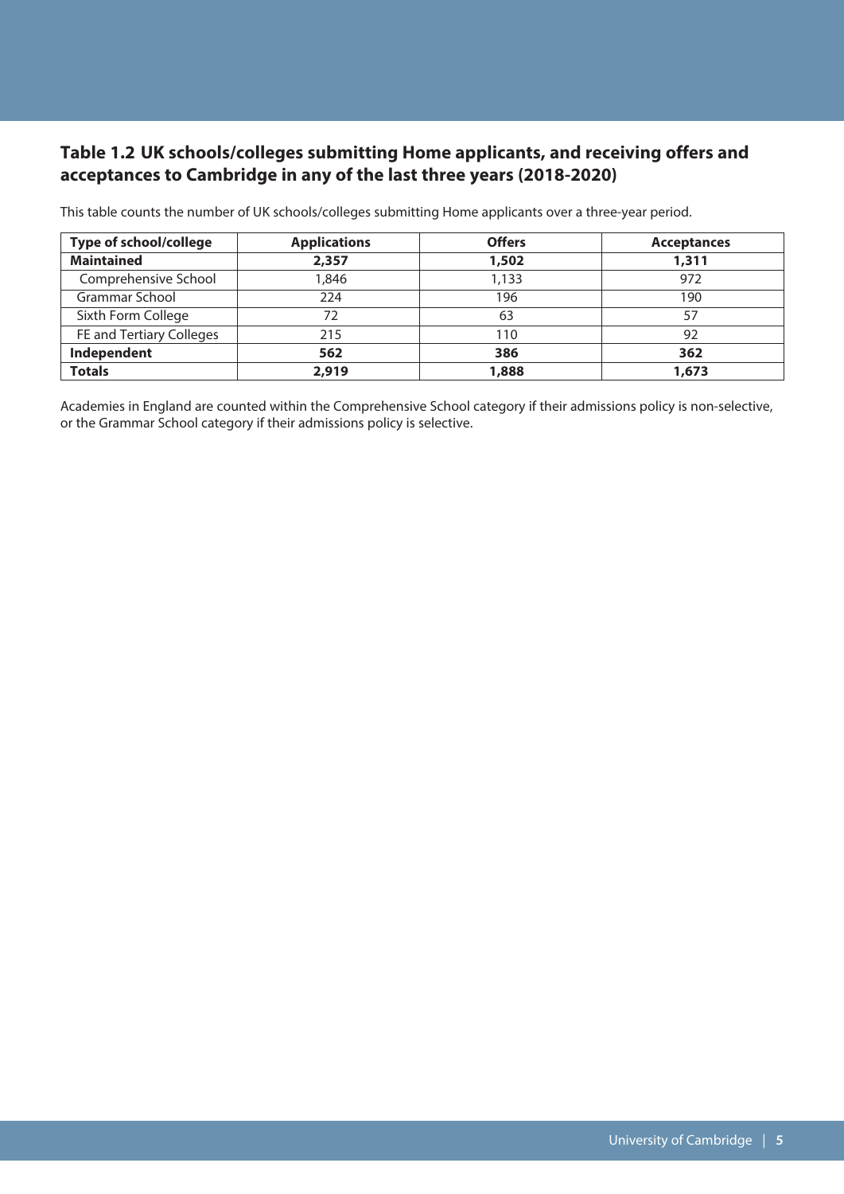### Table 1.2 UK schools/colleges submitting Home applicants, and receiving offers and acceptances to Cambridge in any of the last three years (2018-2020)

This table counts the number of UK schools/colleges submitting Home applicants over a three-year period.

| Type of school/college | Applications | Offers | Acceptances |
|---|---|---|---|
| **Maintained** | **2,357** | **1,502** | **1,311** |
| Comprehensive School | 1,846 | 1,133 | 972 |
| Grammar School | 224 | 196 | 190 |
| Sixth Form College | 72 | 63 | 57 |
| FE and Tertiary Colleges | 215 | 110 | 92 |
| **Independent** | **562** | **386** | **362** |
| **Totals** | **2,919** | **1,888** | **1,673** |

Academies in England are counted within the Comprehensive School category if their admissions policy is non-selective, or the Grammar School category if their admissions policy is selective.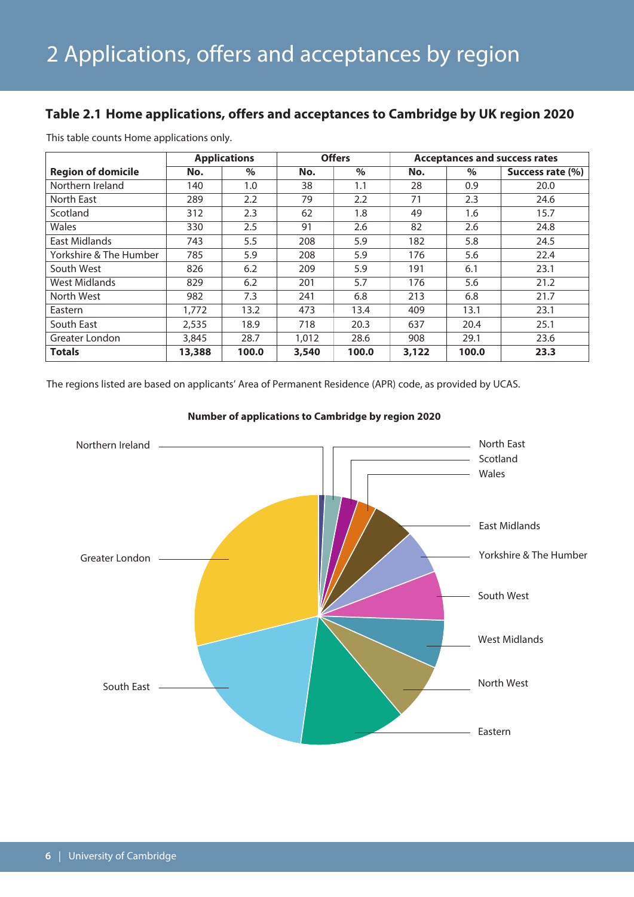# 2 Applications, offers and acceptances by region

### Table 2.1 Home applications, offers and acceptances to Cambridge by UK region 2020

This table counts Home applications only.

| | Applications | | Offers | | Acceptances and success rates | | |
|---|---|---|---|---|---|---|---|
| **Region of domicile** | **No.** | **%** | **No.** | **%** | **No.** | **%** | **Success rate (%)** |
| Northern Ireland | 140 | 1.0 | 38 | 1.1 | 28 | 0.9 | 20.0 |
| North East | 289 | 2.2 | 79 | 2.2 | 71 | 2.3 | 24.6 |
| Scotland | 312 | 2.3 | 62 | 1.8 | 49 | 1.6 | 15.7 |
| Wales | 330 | 2.5 | 91 | 2.6 | 82 | 2.6 | 24.8 |
| East Midlands | 743 | 5.5 | 208 | 5.9 | 182 | 5.8 | 24.5 |
| Yorkshire & The Humber | 785 | 5.9 | 208 | 5.9 | 176 | 5.6 | 22.4 |
| South West | 826 | 6.2 | 209 | 5.9 | 191 | 6.1 | 23.1 |
| West Midlands | 829 | 6.2 | 201 | 5.7 | 176 | 5.6 | 21.2 |
| North West | 982 | 7.3 | 241 | 6.8 | 213 | 6.8 | 21.7 |
| Eastern | 1,772 | 13.2 | 473 | 13.4 | 409 | 13.1 | 23.1 |
| South East | 2,535 | 18.9 | 718 | 20.3 | 637 | 20.4 | 25.1 |
| Greater London | 3,845 | 28.7 | 1,012 | 28.6 | 908 | 29.1 | 23.6 |
| **Totals** | **13,388** | **100.0** | **3,540** | **100.0** | **3,122** | **100.0** | **23.3** |

The regions listed are based on applicants' Area of Permanent Residence (APR) code, as provided by UCAS.

**Number of applications to Cambridge by region 2020**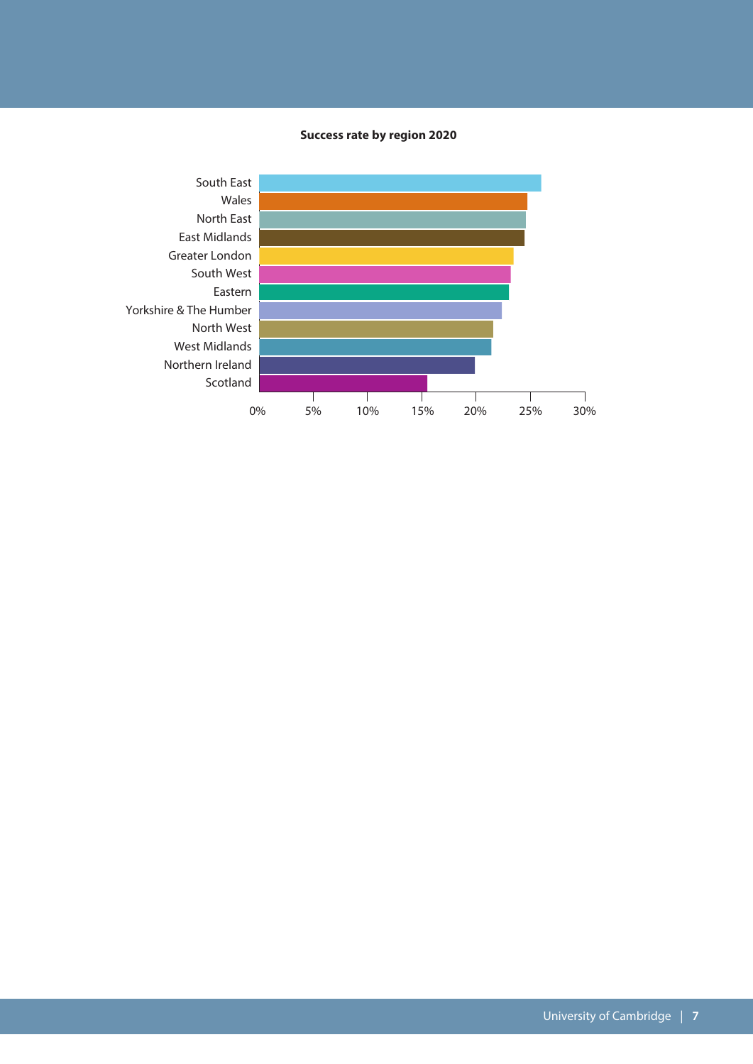**Success rate by region 2020**

South East
Wales
North East
East Midlands
Greater London
South West
Eastern
Yorkshire & The Humber
North West
West Midlands
Northern Ireland
Scotland

0% 5% 10% 15% 20% 25% 30%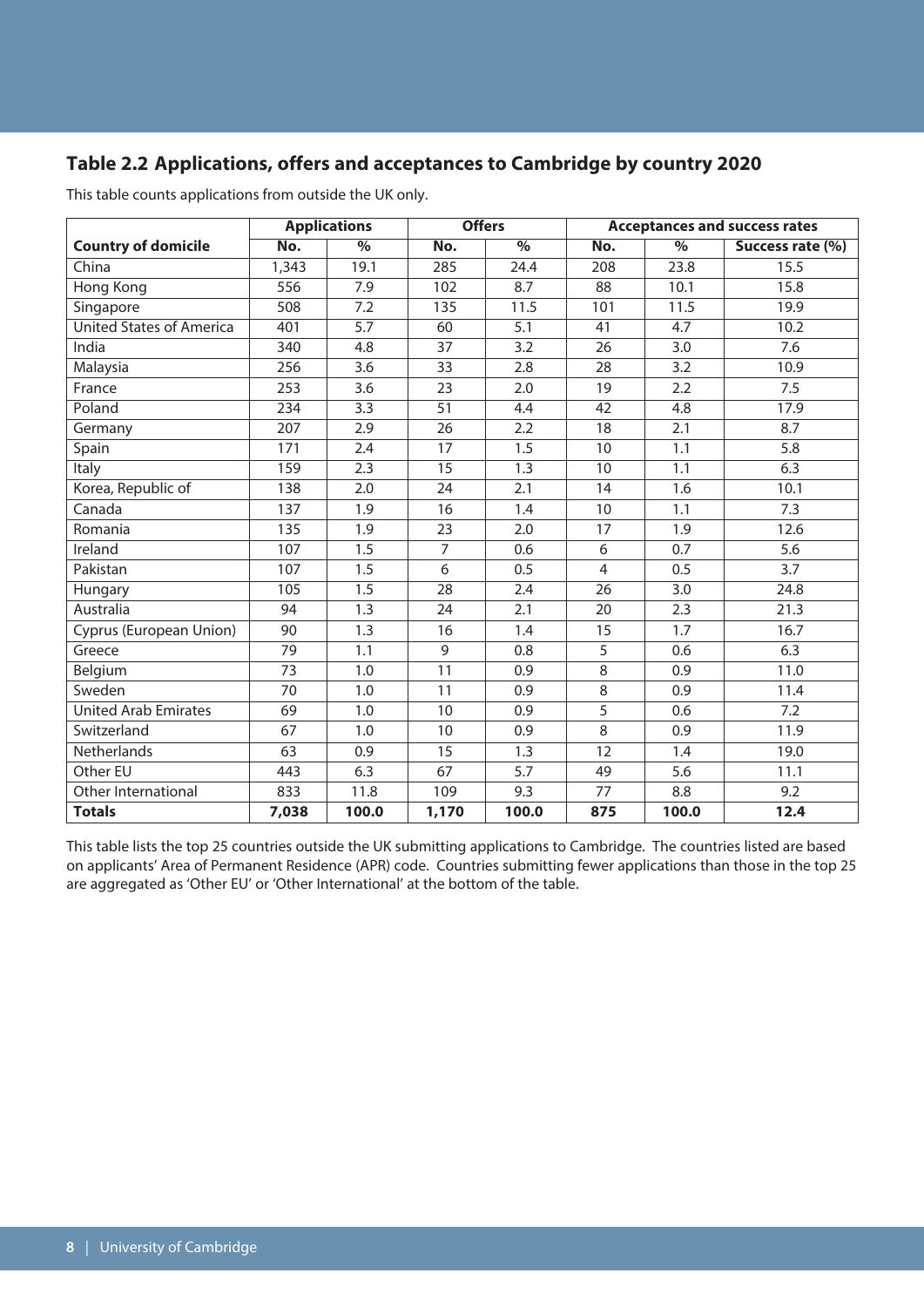## Table 2.2 Applications, offers and acceptances to Cambridge by country 2020

This table counts applications from outside the UK only.

| | Applications | | Offers | | Acceptances and success rates | | |
|---|---|---|---|---|---|---|---|
| **Country of domicile** | **No.** | **%** | **No.** | **%** | **No.** | **%** | **Success rate (%)** |
| China | 1,343 | 19.1 | 285 | 24.4 | 208 | 23.8 | 15.5 |
| Hong Kong | 556 | 7.9 | 102 | 8.7 | 88 | 10.1 | 15.8 |
| Singapore | 508 | 7.2 | 135 | 11.5 | 101 | 11.5 | 19.9 |
| United States of America | 401 | 5.7 | 60 | 5.1 | 41 | 4.7 | 10.2 |
| India | 340 | 4.8 | 37 | 3.2 | 26 | 3.0 | 7.6 |
| Malaysia | 256 | 3.6 | 33 | 2.8 | 28 | 3.2 | 10.9 |
| France | 253 | 3.6 | 23 | 2.0 | 19 | 2.2 | 7.5 |
| Poland | 234 | 3.3 | 51 | 4.4 | 42 | 4.8 | 17.9 |
| Germany | 207 | 2.9 | 26 | 2.2 | 18 | 2.1 | 8.7 |
| Spain | 171 | 2.4 | 17 | 1.5 | 10 | 1.1 | 5.8 |
| Italy | 159 | 2.3 | 15 | 1.3 | 10 | 1.1 | 6.3 |
| Korea, Republic of | 138 | 2.0 | 24 | 2.1 | 14 | 1.6 | 10.1 |
| Canada | 137 | 1.9 | 16 | 1.4 | 10 | 1.1 | 7.3 |
| Romania | 135 | 1.9 | 23 | 2.0 | 17 | 1.9 | 12.6 |
| Ireland | 107 | 1.5 | 7 | 0.6 | 6 | 0.7 | 5.6 |
| Pakistan | 107 | 1.5 | 6 | 0.5 | 4 | 0.5 | 3.7 |
| Hungary | 105 | 1.5 | 28 | 2.4 | 26 | 3.0 | 24.8 |
| Australia | 94 | 1.3 | 24 | 2.1 | 20 | 2.3 | 21.3 |
| Cyprus (European Union) | 90 | 1.3 | 16 | 1.4 | 15 | 1.7 | 16.7 |
| Greece | 79 | 1.1 | 9 | 0.8 | 5 | 0.6 | 6.3 |
| Belgium | 73 | 1.0 | 11 | 0.9 | 8 | 0.9 | 11.0 |
| Sweden | 70 | 1.0 | 11 | 0.9 | 8 | 0.9 | 11.4 |
| United Arab Emirates | 69 | 1.0 | 10 | 0.9 | 5 | 0.6 | 7.2 |
| Switzerland | 67 | 1.0 | 10 | 0.9 | 8 | 0.9 | 11.9 |
| Netherlands | 63 | 0.9 | 15 | 1.3 | 12 | 1.4 | 19.0 |
| Other EU | 443 | 6.3 | 67 | 5.7 | 49 | 5.6 | 11.1 |
| Other International | 833 | 11.8 | 109 | 9.3 | 77 | 8.8 | 9.2 |
| **Totals** | **7,038** | **100.0** | **1,170** | **100.0** | **875** | **100.0** | **12.4** |

This table lists the top 25 countries outside the UK submitting applications to Cambridge. The countries listed are based on applicants' Area of Permanent Residence (APR) code. Countries submitting fewer applications than those in the top 25 are aggregated as 'Other EU' or 'Other International' at the bottom of the table.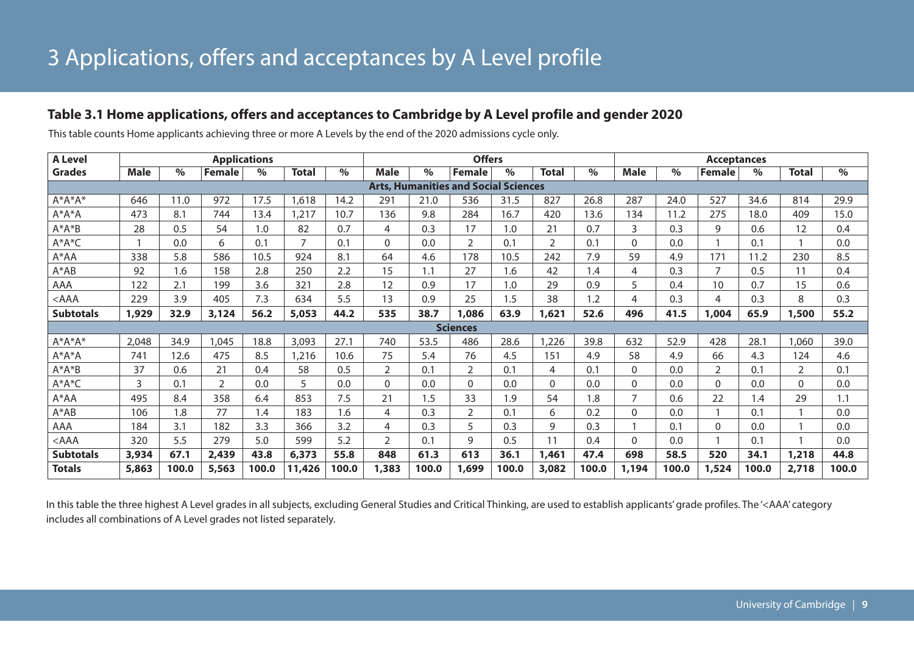# 3 Applications, offers and acceptances by A Level profile

### Table 3.1 Home applications, offers and acceptances to Cambridge by A Level profile and gender 2020

This table counts Home applicants achieving three or more A Levels by the end of the 2020 admissions cycle only.

| A Level | Applications | | | | | | Offers | | | | | | Acceptances | | | | | |
|---|---|---|---|---|---|---|---|---|---|---|---|---|---|---|---|---|---|---|
| **Grades** | **Male** | **%** | **Female** | **%** | **Total** | **%** | **Male** | **%** | **Female** | **%** | **Total** | **%** | **Male** | **%** | **Female** | **%** | **Total** | **%** |
| **Arts, Humanities and Social Sciences** | | | | | | | | | | | | | | | | | | |
| A*A*A* | 646 | 11.0 | 972 | 17.5 | 1,618 | 14.2 | 291 | 21.0 | 536 | 31.5 | 827 | 26.8 | 287 | 24.0 | 527 | 34.6 | 814 | 29.9 |
| A*A*A | 473 | 8.1 | 744 | 13.4 | 1,217 | 10.7 | 136 | 9.8 | 284 | 16.7 | 420 | 13.6 | 134 | 11.2 | 275 | 18.0 | 409 | 15.0 |
| A*A*B | 28 | 0.5 | 54 | 1.0 | 82 | 0.7 | 4 | 0.3 | 17 | 1.0 | 21 | 0.7 | 3 | 0.3 | 9 | 0.6 | 12 | 0.4 |
| A*A*C | 1 | 0.0 | 6 | 0.1 | 7 | 0.1 | 0 | 0.0 | 2 | 0.1 | 2 | 0.1 | 0 | 0.0 | 1 | 0.1 | 1 | 0.0 |
| A*AA | 338 | 5.8 | 586 | 10.5 | 924 | 8.1 | 64 | 4.6 | 178 | 10.5 | 242 | 7.9 | 59 | 4.9 | 171 | 11.2 | 230 | 8.5 |
| A*AB | 92 | 1.6 | 158 | 2.8 | 250 | 2.2 | 15 | 1.1 | 27 | 1.6 | 42 | 1.4 | 4 | 0.3 | 7 | 0.5 | 11 | 0.4 |
| AAA | 122 | 2.1 | 199 | 3.6 | 321 | 2.8 | 12 | 0.9 | 17 | 1.0 | 29 | 0.9 | 5 | 0.4 | 10 | 0.7 | 15 | 0.6 |
| <AAA | 229 | 3.9 | 405 | 7.3 | 634 | 5.5 | 13 | 0.9 | 25 | 1.5 | 38 | 1.2 | 4 | 0.3 | 4 | 0.3 | 8 | 0.3 |
| **Subtotals** | **1,929** | **32.9** | **3,124** | **56.2** | **5,053** | **44.2** | **535** | **38.7** | **1,086** | **63.9** | **1,621** | **52.6** | **496** | **41.5** | **1,004** | **65.9** | **1,500** | **55.2** |
| **Sciences** | | | | | | | | | | | | | | | | | | |
| A*A*A* | 2,048 | 34.9 | 1,045 | 18.8 | 3,093 | 27.1 | 740 | 53.5 | 486 | 28.6 | 1,226 | 39.8 | 632 | 52.9 | 428 | 28.1 | 1,060 | 39.0 |
| A*A*A | 741 | 12.6 | 475 | 8.5 | 1,216 | 10.6 | 75 | 5.4 | 76 | 4.5 | 151 | 4.9 | 58 | 4.9 | 66 | 4.3 | 124 | 4.6 |
| A*A*B | 37 | 0.6 | 21 | 0.4 | 58 | 0.5 | 2 | 0.1 | 2 | 0.1 | 4 | 0.1 | 0 | 0.0 | 2 | 0.1 | 2 | 0.1 |
| A*A*C | 3 | 0.1 | 2 | 0.0 | 5 | 0.0 | 0 | 0.0 | 0 | 0.0 | 0 | 0.0 | 0 | 0.0 | 0 | 0.0 | 0 | 0.0 |
| A*AA | 495 | 8.4 | 358 | 6.4 | 853 | 7.5 | 21 | 1.5 | 33 | 1.9 | 54 | 1.8 | 7 | 0.6 | 22 | 1.4 | 29 | 1.1 |
| A*AB | 106 | 1.8 | 77 | 1.4 | 183 | 1.6 | 4 | 0.3 | 2 | 0.1 | 6 | 0.2 | 0 | 0.0 | 1 | 0.1 | 1 | 0.0 |
| AAA | 184 | 3.1 | 182 | 3.3 | 366 | 3.2 | 4 | 0.3 | 5 | 0.3 | 9 | 0.3 | 1 | 0.1 | 0 | 0.0 | 1 | 0.0 |
| <AAA | 320 | 5.5 | 279 | 5.0 | 599 | 5.2 | 2 | 0.1 | 9 | 0.5 | 11 | 0.4 | 0 | 0.0 | 1 | 0.1 | 1 | 0.0 |
| **Subtotals** | **3,934** | **67.1** | **2,439** | **43.8** | **6,373** | **55.8** | **848** | **61.3** | **613** | **36.1** | **1,461** | **47.4** | **698** | **58.5** | **520** | **34.1** | **1,218** | **44.8** |
| **Totals** | **5,863** | **100.0** | **5,563** | **100.0** | **11,426** | **100.0** | **1,383** | **100.0** | **1,699** | **100.0** | **3,082** | **100.0** | **1,194** | **100.0** | **1,524** | **100.0** | **2,718** | **100.0** |

In this table the three highest A Level grades in all subjects, excluding General Studies and Critical Thinking, are used to establish applicants' grade profiles. The '<AAA' category includes all combinations of A Level grades not listed separately.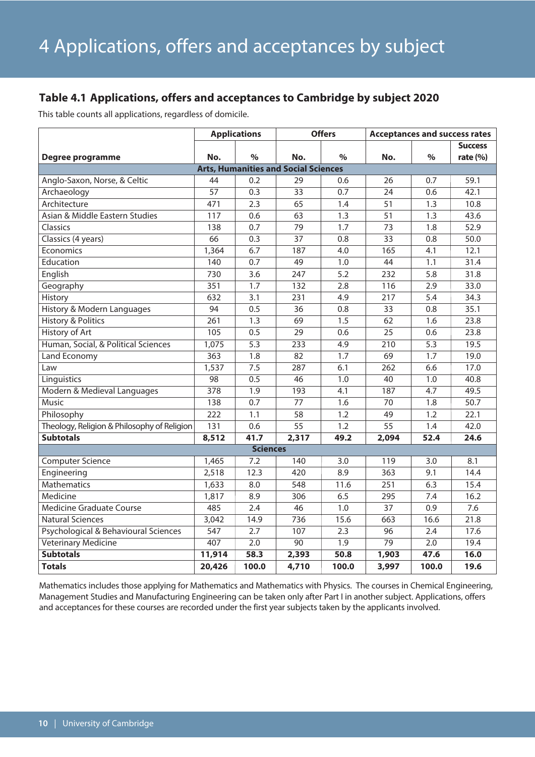# 4 Applications, offers and acceptances by subject

### Table 4.1 Applications, offers and acceptances to Cambridge by subject 2020

This table counts all applications, regardless of domicile.

| | Applications | | Offers | | Acceptances and success rates | | |
|---|---|---|---|---|---|---|---|
| **Degree programme** | **No.** | **%** | **No.** | **%** | **No.** | **%** | **Success rate (%)** |
| **Arts, Humanities and Social Sciences** | | | | | | | |
| Anglo-Saxon, Norse, & Celtic | 44 | 0.2 | 29 | 0.6 | 26 | 0.7 | 59.1 |
| Archaeology | 57 | 0.3 | 33 | 0.7 | 24 | 0.6 | 42.1 |
| Architecture | 471 | 2.3 | 65 | 1.4 | 51 | 1.3 | 10.8 |
| Asian & Middle Eastern Studies | 117 | 0.6 | 63 | 1.3 | 51 | 1.3 | 43.6 |
| Classics | 138 | 0.7 | 79 | 1.7 | 73 | 1.8 | 52.9 |
| Classics (4 years) | 66 | 0.3 | 37 | 0.8 | 33 | 0.8 | 50.0 |
| Economics | 1,364 | 6.7 | 187 | 4.0 | 165 | 4.1 | 12.1 |
| Education | 140 | 0.7 | 49 | 1.0 | 44 | 1.1 | 31.4 |
| English | 730 | 3.6 | 247 | 5.2 | 232 | 5.8 | 31.8 |
| Geography | 351 | 1.7 | 132 | 2.8 | 116 | 2.9 | 33.0 |
| History | 632 | 3.1 | 231 | 4.9 | 217 | 5.4 | 34.3 |
| History & Modern Languages | 94 | 0.5 | 36 | 0.8 | 33 | 0.8 | 35.1 |
| History & Politics | 261 | 1.3 | 69 | 1.5 | 62 | 1.6 | 23.8 |
| History of Art | 105 | 0.5 | 29 | 0.6 | 25 | 0.6 | 23.8 |
| Human, Social, & Political Sciences | 1,075 | 5.3 | 233 | 4.9 | 210 | 5.3 | 19.5 |
| Land Economy | 363 | 1.8 | 82 | 1.7 | 69 | 1.7 | 19.0 |
| Law | 1,537 | 7.5 | 287 | 6.1 | 262 | 6.6 | 17.0 |
| Linguistics | 98 | 0.5 | 46 | 1.0 | 40 | 1.0 | 40.8 |
| Modern & Medieval Languages | 378 | 1.9 | 193 | 4.1 | 187 | 4.7 | 49.5 |
| Music | 138 | 0.7 | 77 | 1.6 | 70 | 1.8 | 50.7 |
| Philosophy | 222 | 1.1 | 58 | 1.2 | 49 | 1.2 | 22.1 |
| Theology, Religion & Philosophy of Religion | 131 | 0.6 | 55 | 1.2 | 55 | 1.4 | 42.0 |
| **Subtotals** | **8,512** | **41.7** | **2,317** | **49.2** | **2,094** | **52.4** | **24.6** |
| **Sciences** | | | | | | | |
| Computer Science | 1,465 | 7.2 | 140 | 3.0 | 119 | 3.0 | 8.1 |
| Engineering | 2,518 | 12.3 | 420 | 8.9 | 363 | 9.1 | 14.4 |
| Mathematics | 1,633 | 8.0 | 548 | 11.6 | 251 | 6.3 | 15.4 |
| Medicine | 1,817 | 8.9 | 306 | 6.5 | 295 | 7.4 | 16.2 |
| Medicine Graduate Course | 485 | 2.4 | 46 | 1.0 | 37 | 0.9 | 7.6 |
| Natural Sciences | 3,042 | 14.9 | 736 | 15.6 | 663 | 16.6 | 21.8 |
| Psychological & Behavioural Sciences | 547 | 2.7 | 107 | 2.3 | 96 | 2.4 | 17.6 |
| Veterinary Medicine | 407 | 2.0 | 90 | 1.9 | 79 | 2.0 | 19.4 |
| **Subtotals** | **11,914** | **58.3** | **2,393** | **50.8** | **1,903** | **47.6** | **16.0** |
| **Totals** | **20,426** | **100.0** | **4,710** | **100.0** | **3,997** | **100.0** | **19.6** |

Mathematics includes those applying for Mathematics and Mathematics with Physics. The courses in Chemical Engineering, Management Studies and Manufacturing Engineering can be taken only after Part I in another subject. Applications, offers and acceptances for these courses are recorded under the first year subjects taken by the applicants involved.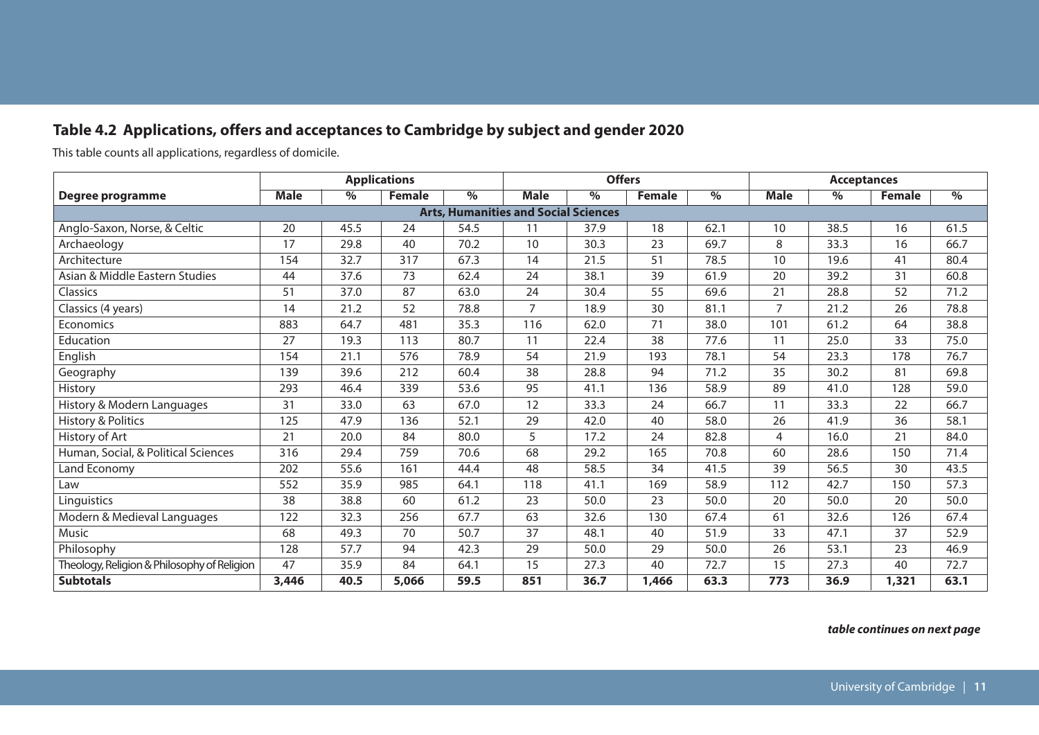## Table 4.2 Applications, offers and acceptances to Cambridge by subject and gender 2020

This table counts all applications, regardless of domicile.

| | Applications | | | | Offers | | | | Acceptances | | | |
|---|---|---|---|---|---|---|---|---|---|---|---|---|
| **Degree programme** | **Male** | **%** | **Female** | **%** | **Male** | **%** | **Female** | **%** | **Male** | **%** | **Female** | **%** |
| **Arts, Humanities and Social Sciences** | | | | | | | | | | | | |
| Anglo-Saxon, Norse, & Celtic | 20 | 45.5 | 24 | 54.5 | 11 | 37.9 | 18 | 62.1 | 10 | 38.5 | 16 | 61.5 |
| Archaeology | 17 | 29.8 | 40 | 70.2 | 10 | 30.3 | 23 | 69.7 | 8 | 33.3 | 16 | 66.7 |
| Architecture | 154 | 32.7 | 317 | 67.3 | 14 | 21.5 | 51 | 78.5 | 10 | 19.6 | 41 | 80.4 |
| Asian & Middle Eastern Studies | 44 | 37.6 | 73 | 62.4 | 24 | 38.1 | 39 | 61.9 | 20 | 39.2 | 31 | 60.8 |
| Classics | 51 | 37.0 | 87 | 63.0 | 24 | 30.4 | 55 | 69.6 | 21 | 28.8 | 52 | 71.2 |
| Classics (4 years) | 14 | 21.2 | 52 | 78.8 | 7 | 18.9 | 30 | 81.1 | 7 | 21.2 | 26 | 78.8 |
| Economics | 883 | 64.7 | 481 | 35.3 | 116 | 62.0 | 71 | 38.0 | 101 | 61.2 | 64 | 38.8 |
| Education | 27 | 19.3 | 113 | 80.7 | 11 | 22.4 | 38 | 77.6 | 11 | 25.0 | 33 | 75.0 |
| English | 154 | 21.1 | 576 | 78.9 | 54 | 21.9 | 193 | 78.1 | 54 | 23.3 | 178 | 76.7 |
| Geography | 139 | 39.6 | 212 | 60.4 | 38 | 28.8 | 94 | 71.2 | 35 | 30.2 | 81 | 69.8 |
| History | 293 | 46.4 | 339 | 53.6 | 95 | 41.1 | 136 | 58.9 | 89 | 41.0 | 128 | 59.0 |
| History & Modern Languages | 31 | 33.0 | 63 | 67.0 | 12 | 33.3 | 24 | 66.7 | 11 | 33.3 | 22 | 66.7 |
| History & Politics | 125 | 47.9 | 136 | 52.1 | 29 | 42.0 | 40 | 58.0 | 26 | 41.9 | 36 | 58.1 |
| History of Art | 21 | 20.0 | 84 | 80.0 | 5 | 17.2 | 24 | 82.8 | 4 | 16.0 | 21 | 84.0 |
| Human, Social, & Political Sciences | 316 | 29.4 | 759 | 70.6 | 68 | 29.2 | 165 | 70.8 | 60 | 28.6 | 150 | 71.4 |
| Land Economy | 202 | 55.6 | 161 | 44.4 | 48 | 58.5 | 34 | 41.5 | 39 | 56.5 | 30 | 43.5 |
| Law | 552 | 35.9 | 985 | 64.1 | 118 | 41.1 | 169 | 58.9 | 112 | 42.7 | 150 | 57.3 |
| Linguistics | 38 | 38.8 | 60 | 61.2 | 23 | 50.0 | 23 | 50.0 | 20 | 50.0 | 20 | 50.0 |
| Modern & Medieval Languages | 122 | 32.3 | 256 | 67.7 | 63 | 32.6 | 130 | 67.4 | 61 | 32.6 | 126 | 67.4 |
| Music | 68 | 49.3 | 70 | 50.7 | 37 | 48.1 | 40 | 51.9 | 33 | 47.1 | 37 | 52.9 |
| Philosophy | 128 | 57.7 | 94 | 42.3 | 29 | 50.0 | 29 | 50.0 | 26 | 53.1 | 23 | 46.9 |
| Theology, Religion & Philosophy of Religion | 47 | 35.9 | 84 | 64.1 | 15 | 27.3 | 40 | 72.7 | 15 | 27.3 | 40 | 72.7 |
| **Subtotals** | **3,446** | **40.5** | **5,066** | **59.5** | **851** | **36.7** | **1,466** | **63.3** | **773** | **36.9** | **1,321** | **63.1** |

***table continues on next page***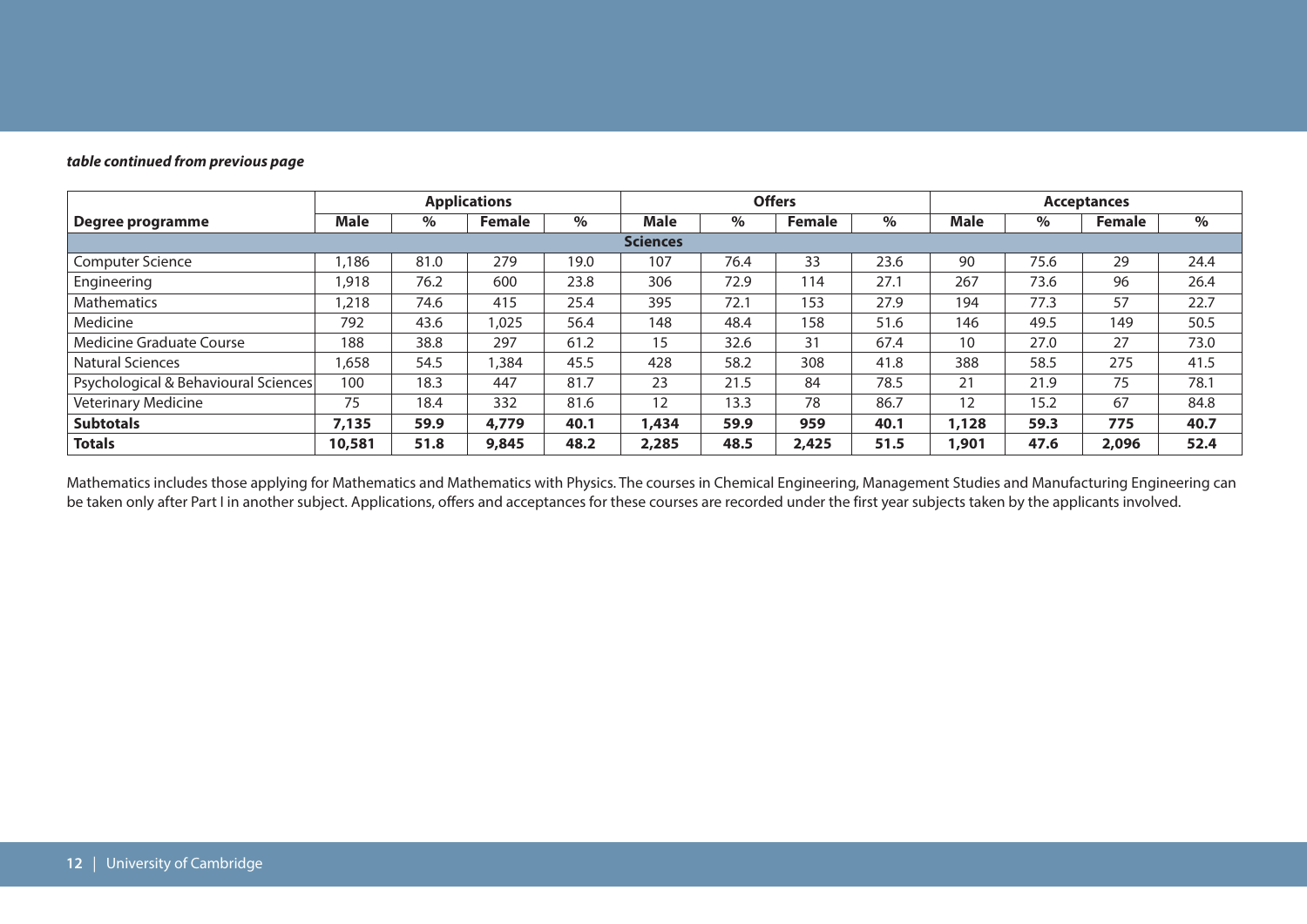***table continued from previous page***

| | Applications | | | | Offers | | | | Acceptances | | | |
|---|---|---|---|---|---|---|---|---|---|---|---|---|
| **Degree programme** | **Male** | **%** | **Female** | **%** | **Male** | **%** | **Female** | **%** | **Male** | **%** | **Female** | **%** |
| | | | | | **Sciences** | | | | | | | |
| Computer Science | 1,186 | 81.0 | 279 | 19.0 | 107 | 76.4 | 33 | 23.6 | 90 | 75.6 | 29 | 24.4 |
| Engineering | 1,918 | 76.2 | 600 | 23.8 | 306 | 72.9 | 114 | 27.1 | 267 | 73.6 | 96 | 26.4 |
| Mathematics | 1,218 | 74.6 | 415 | 25.4 | 395 | 72.1 | 153 | 27.9 | 194 | 77.3 | 57 | 22.7 |
| Medicine | 792 | 43.6 | 1,025 | 56.4 | 148 | 48.4 | 158 | 51.6 | 146 | 49.5 | 149 | 50.5 |
| Medicine Graduate Course | 188 | 38.8 | 297 | 61.2 | 15 | 32.6 | 31 | 67.4 | 10 | 27.0 | 27 | 73.0 |
| Natural Sciences | 1,658 | 54.5 | 1,384 | 45.5 | 428 | 58.2 | 308 | 41.8 | 388 | 58.5 | 275 | 41.5 |
| Psychological & Behavioural Sciences | 100 | 18.3 | 447 | 81.7 | 23 | 21.5 | 84 | 78.5 | 21 | 21.9 | 75 | 78.1 |
| Veterinary Medicine | 75 | 18.4 | 332 | 81.6 | 12 | 13.3 | 78 | 86.7 | 12 | 15.2 | 67 | 84.8 |
| **Subtotals** | **7,135** | **59.9** | **4,779** | **40.1** | **1,434** | **59.9** | **959** | **40.1** | **1,128** | **59.3** | **775** | **40.7** |
| **Totals** | **10,581** | **51.8** | **9,845** | **48.2** | **2,285** | **48.5** | **2,425** | **51.5** | **1,901** | **47.6** | **2,096** | **52.4** |

Mathematics includes those applying for Mathematics and Mathematics with Physics. The courses in Chemical Engineering, Management Studies and Manufacturing Engineering can be taken only after Part I in another subject. Applications, offers and acceptances for these courses are recorded under the first year subjects taken by the applicants involved.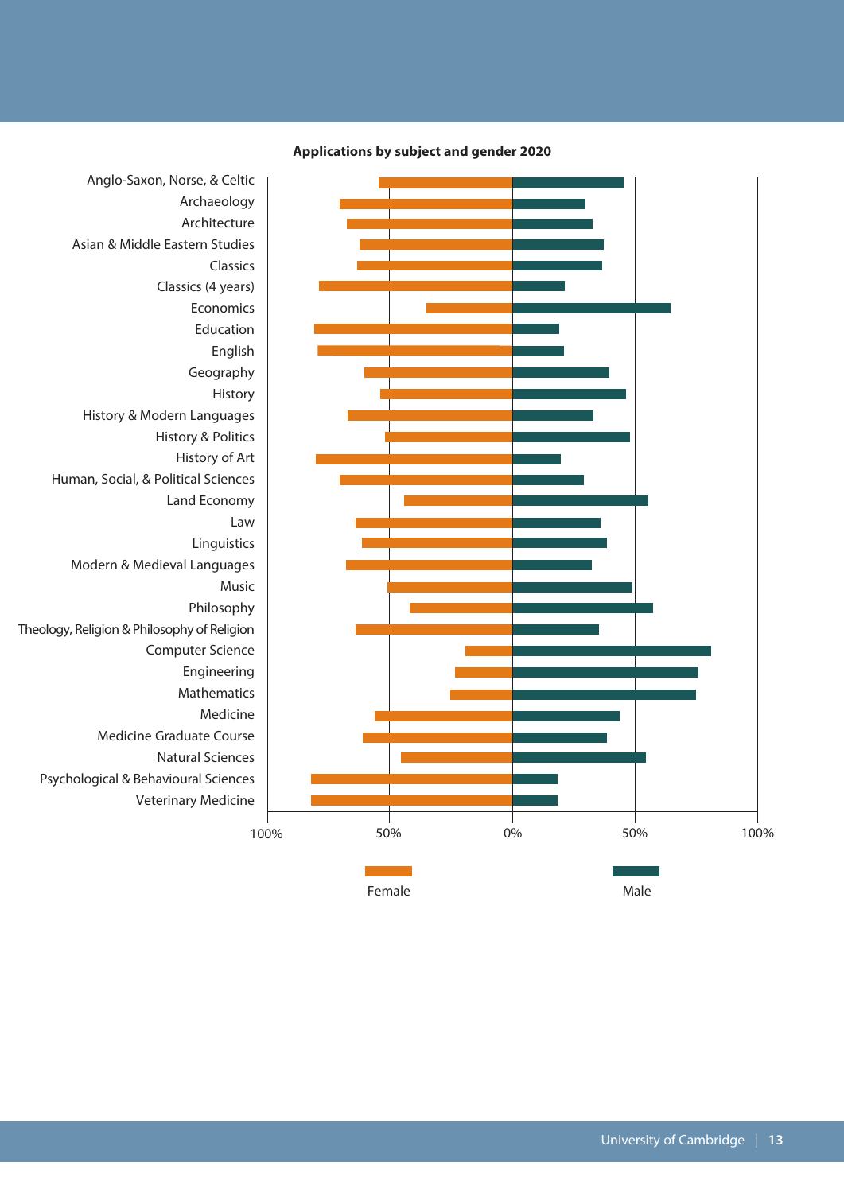**Applications by subject and gender 2020**

Anglo-Saxon, Norse, & Celtic
Archaeology
Architecture
Asian & Middle Eastern Studies
Classics
Classics (4 years)
Economics
Education
English
Geography
History
History & Modern Languages
History & Politics
History of Art
Human, Social, & Political Sciences
Land Economy
Law
Linguistics
Modern & Medieval Languages
Music
Philosophy
Theology, Religion & Philosophy of Religion
Computer Science
Engineering
Mathematics
Medicine
Medicine Graduate Course
Natural Sciences
Psychological & Behavioural Sciences
Veterinary Medicine

100% 50% 0% 50% 100%

Female Male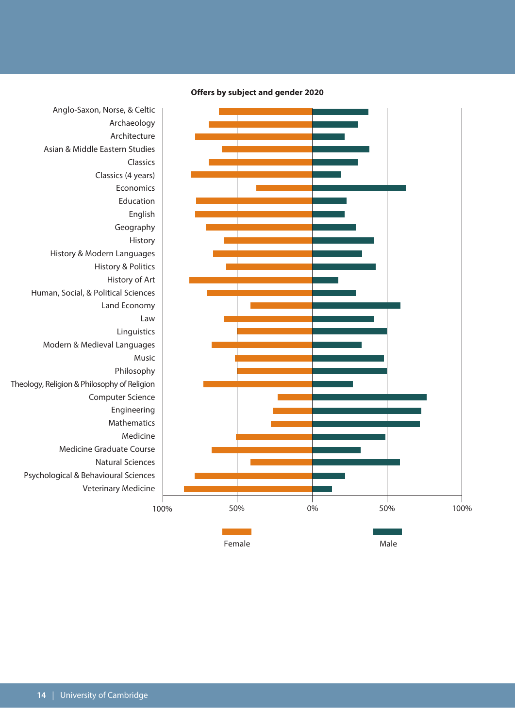**Offers by subject and gender 2020**

Anglo-Saxon, Norse, & Celtic
Archaeology
Architecture
Asian & Middle Eastern Studies
Classics
Classics (4 years)
Economics
Education
English
Geography
History
History & Modern Languages
History & Politics
History of Art
Human, Social, & Political Sciences
Land Economy
Law
Linguistics
Modern & Medieval Languages
Music
Philosophy
Theology, Religion & Philosophy of Religion
Computer Science
Engineering
Mathematics
Medicine
Medicine Graduate Course
Natural Sciences
Psychological & Behavioural Sciences
Veterinary Medicine

100% 50% 0% 50% 100%

Female Male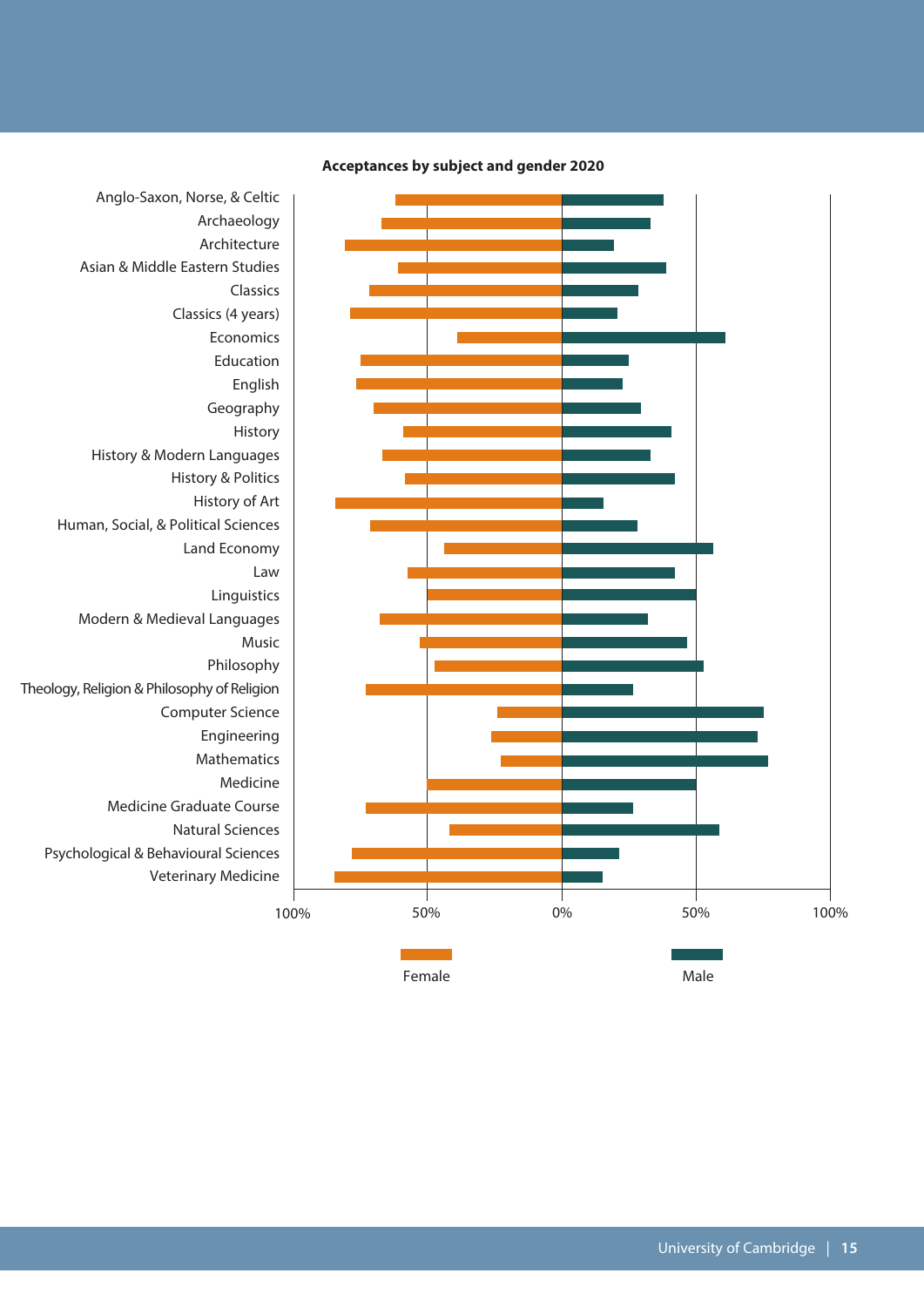**Acceptances by subject and gender 2020**

Anglo-Saxon, Norse, & Celtic
Archaeology
Architecture
Asian & Middle Eastern Studies
Classics
Classics (4 years)
Economics
Education
English
Geography
History
History & Modern Languages
History & Politics
History of Art
Human, Social, & Political Sciences
Land Economy
Law
Linguistics
Modern & Medieval Languages
Music
Philosophy
Theology, Religion & Philosophy of Religion
Computer Science
Engineering
Mathematics
Medicine
Medicine Graduate Course
Natural Sciences
Psychological & Behavioural Sciences
Veterinary Medicine

100% 50% 0% 50% 100%

Female Male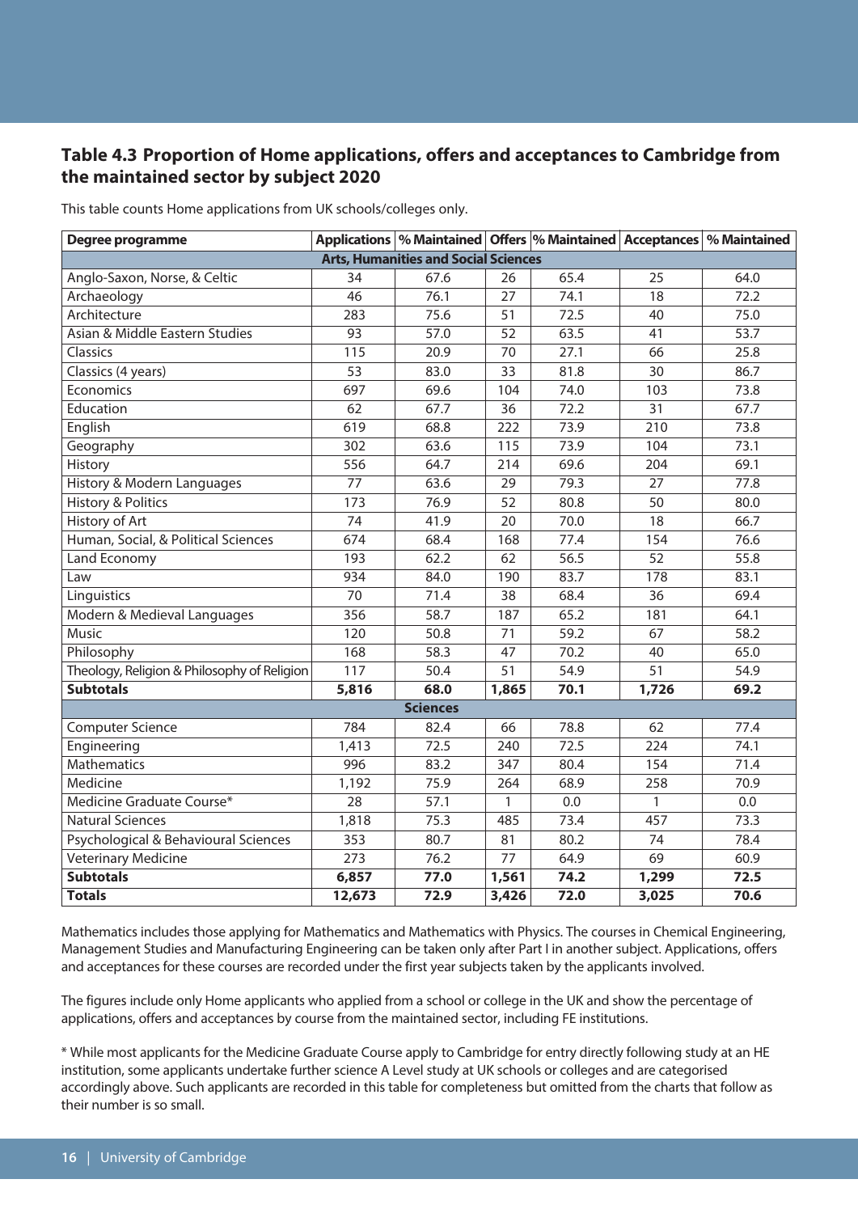## Table 4.3 Proportion of Home applications, offers and acceptances to Cambridge from the maintained sector by subject 2020

This table counts Home applications from UK schools/colleges only.

| Degree programme | Applications | % Maintained | Offers | % Maintained | Acceptances | % Maintained |
|---|---|---|---|---|---|---|
| **Arts, Humanities and Social Sciences** | | | | | | |
| Anglo-Saxon, Norse, & Celtic | 34 | 67.6 | 26 | 65.4 | 25 | 64.0 |
| Archaeology | 46 | 76.1 | 27 | 74.1 | 18 | 72.2 |
| Architecture | 283 | 75.6 | 51 | 72.5 | 40 | 75.0 |
| Asian & Middle Eastern Studies | 93 | 57.0 | 52 | 63.5 | 41 | 53.7 |
| Classics | 115 | 20.9 | 70 | 27.1 | 66 | 25.8 |
| Classics (4 years) | 53 | 83.0 | 33 | 81.8 | 30 | 86.7 |
| Economics | 697 | 69.6 | 104 | 74.0 | 103 | 73.8 |
| Education | 62 | 67.7 | 36 | 72.2 | 31 | 67.7 |
| English | 619 | 68.8 | 222 | 73.9 | 210 | 73.8 |
| Geography | 302 | 63.6 | 115 | 73.9 | 104 | 73.1 |
| History | 556 | 64.7 | 214 | 69.6 | 204 | 69.1 |
| History & Modern Languages | 77 | 63.6 | 29 | 79.3 | 27 | 77.8 |
| History & Politics | 173 | 76.9 | 52 | 80.8 | 50 | 80.0 |
| History of Art | 74 | 41.9 | 20 | 70.0 | 18 | 66.7 |
| Human, Social, & Political Sciences | 674 | 68.4 | 168 | 77.4 | 154 | 76.6 |
| Land Economy | 193 | 62.2 | 62 | 56.5 | 52 | 55.8 |
| Law | 934 | 84.0 | 190 | 83.7 | 178 | 83.1 |
| Linguistics | 70 | 71.4 | 38 | 68.4 | 36 | 69.4 |
| Modern & Medieval Languages | 356 | 58.7 | 187 | 65.2 | 181 | 64.1 |
| Music | 120 | 50.8 | 71 | 59.2 | 67 | 58.2 |
| Philosophy | 168 | 58.3 | 47 | 70.2 | 40 | 65.0 |
| Theology, Religion & Philosophy of Religion | 117 | 50.4 | 51 | 54.9 | 51 | 54.9 |
| **Subtotals** | **5,816** | **68.0** | **1,865** | **70.1** | **1,726** | **69.2** |
| **Sciences** | | | | | | |
| Computer Science | 784 | 82.4 | 66 | 78.8 | 62 | 77.4 |
| Engineering | 1,413 | 72.5 | 240 | 72.5 | 224 | 74.1 |
| Mathematics | 996 | 83.2 | 347 | 80.4 | 154 | 71.4 |
| Medicine | 1,192 | 75.9 | 264 | 68.9 | 258 | 70.9 |
| Medicine Graduate Course* | 28 | 57.1 | 1 | 0.0 | 1 | 0.0 |
| Natural Sciences | 1,818 | 75.3 | 485 | 73.4 | 457 | 73.3 |
| Psychological & Behavioural Sciences | 353 | 80.7 | 81 | 80.2 | 74 | 78.4 |
| Veterinary Medicine | 273 | 76.2 | 77 | 64.9 | 69 | 60.9 |
| **Subtotals** | **6,857** | **77.0** | **1,561** | **74.2** | **1,299** | **72.5** |
| **Totals** | **12,673** | **72.9** | **3,426** | **72.0** | **3,025** | **70.6** |

Mathematics includes those applying for Mathematics and Mathematics with Physics. The courses in Chemical Engineering, Management Studies and Manufacturing Engineering can be taken only after Part I in another subject. Applications, offers and acceptances for these courses are recorded under the first year subjects taken by the applicants involved.

The figures include only Home applicants who applied from a school or college in the UK and show the percentage of applications, offers and acceptances by course from the maintained sector, including FE institutions.

* While most applicants for the Medicine Graduate Course apply to Cambridge for entry directly following study at an HE institution, some applicants undertake further science A Level study at UK schools or colleges and are categorised accordingly above. Such applicants are recorded in this table for completeness but omitted from the charts that follow as their number is so small.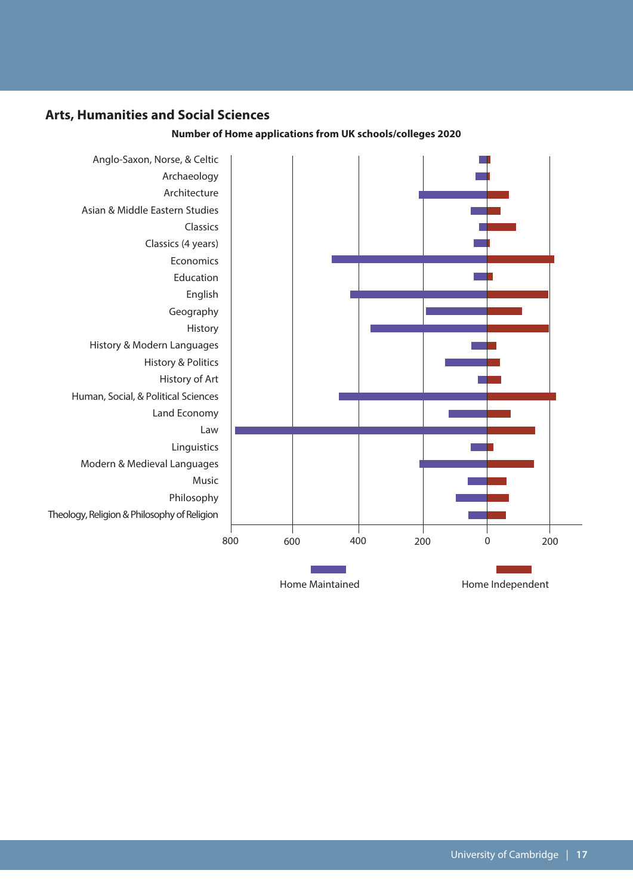## Arts, Humanities and Social Sciences

**Number of Home applications from UK schools/colleges 2020**

Anglo-Saxon, Norse, & Celtic
Archaeology
Architecture
Asian & Middle Eastern Studies
Classics
Classics (4 years)
Economics
Education
English
Geography
History
History & Modern Languages
History & Politics
History of Art
Human, Social, & Political Sciences
Land Economy
Law
Linguistics
Modern & Medieval Languages
Music
Philosophy
Theology, Religion & Philosophy of Religion

800 600 400 200 0 200

Home Maintained

Home Independent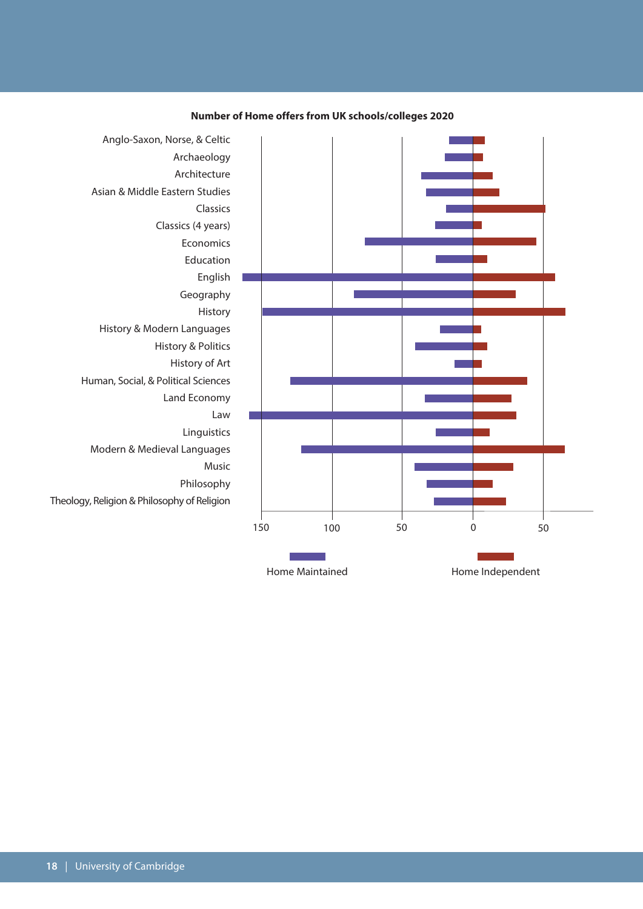**Number of Home offers from UK schools/colleges 2020**

Anglo-Saxon, Norse, & Celtic

Archaeology

Architecture

Asian & Middle Eastern Studies

Classics

Classics (4 years)

Economics

Education

English

Geography

History

History & Modern Languages

History & Politics

History of Art

Human, Social, & Political Sciences

Land Economy

Law

Linguistics

Modern & Medieval Languages

Music

Philosophy

Theology, Religion & Philosophy of Religion

150 100 50 0 50

Home Maintained

Home Independent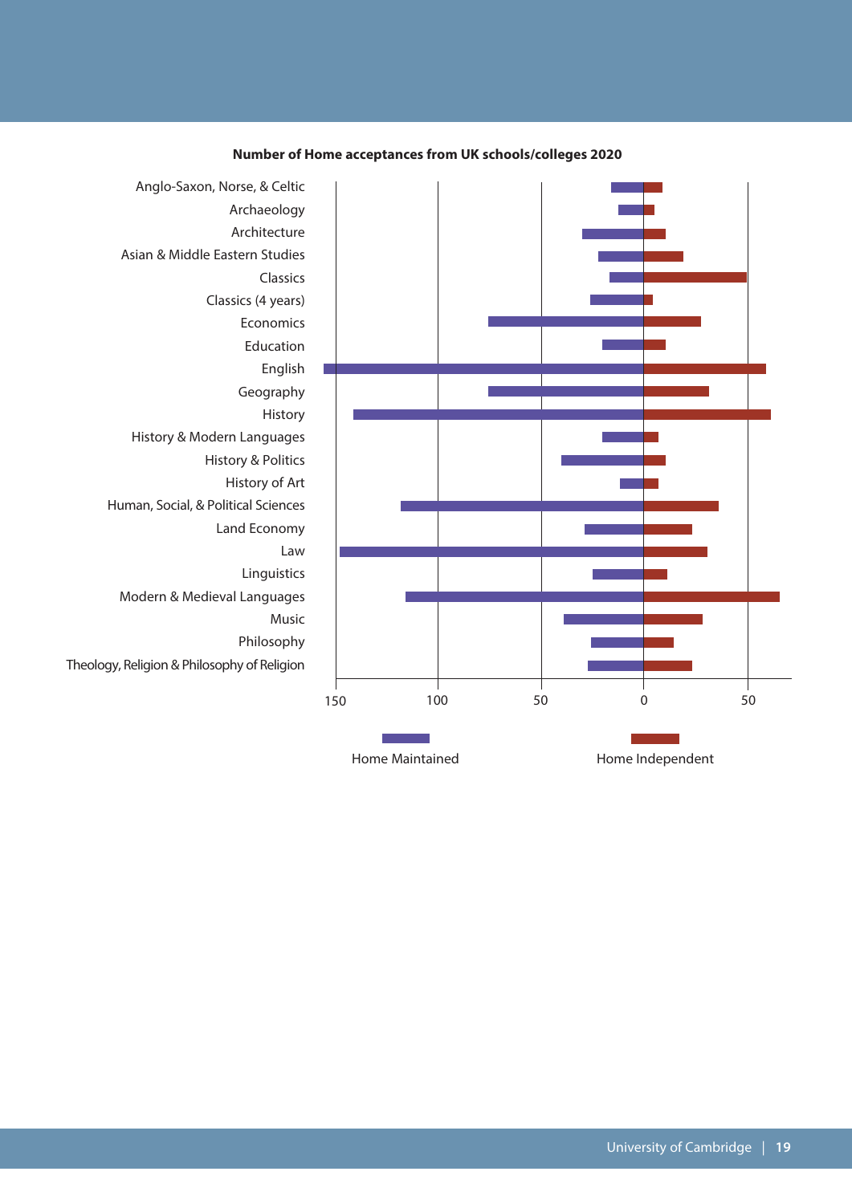**Number of Home acceptances from UK schools/colleges 2020**

- Anglo-Saxon, Norse, & Celtic
- Archaeology
- Architecture
- Asian & Middle Eastern Studies
- Classics
- Classics (4 years)
- Economics
- Education
- English
- Geography
- History
- History & Modern Languages
- History & Politics
- History of Art
- Human, Social, & Political Sciences
- Land Economy
- Law
- Linguistics
- Modern & Medieval Languages
- Music
- Philosophy
- Theology, Religion & Philosophy of Religion

Axis: 150 | 100 | 50 | 0 | 50

Home Maintained | Home Independent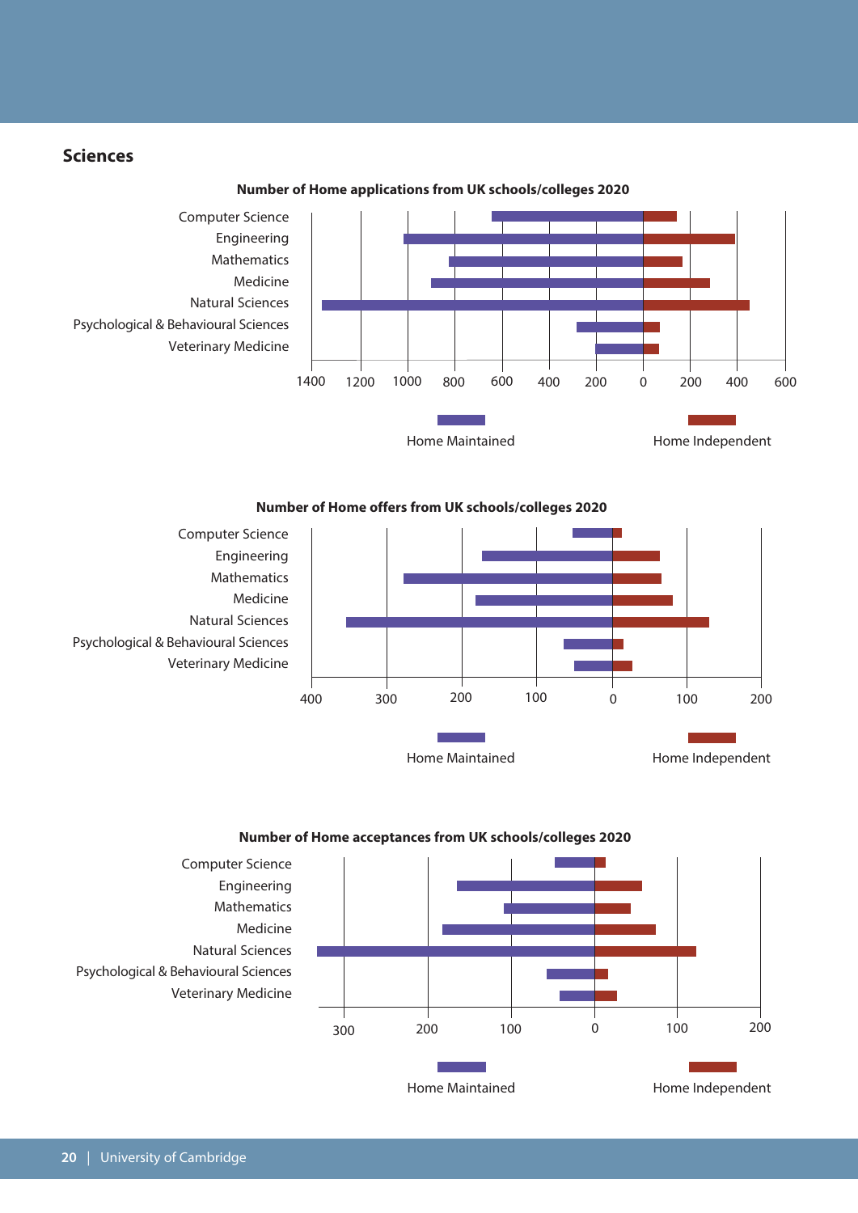## Sciences

**Number of Home applications from UK schools/colleges 2020**

Computer Science
Engineering
Mathematics
Medicine
Natural Sciences
Psychological & Behavioural Sciences
Veterinary Medicine

1400 1200 1000 800 600 400 200 0 200 400 600

Home Maintained
Home Independent

**Number of Home offers from UK schools/colleges 2020**

Computer Science
Engineering
Mathematics
Medicine
Natural Sciences
Psychological & Behavioural Sciences
Veterinary Medicine

400 300 200 100 0 100 200

Home Maintained
Home Independent

**Number of Home acceptances from UK schools/colleges 2020**

Computer Science
Engineering
Mathematics
Medicine
Natural Sciences
Psychological & Behavioural Sciences
Veterinary Medicine

300 200 100 0 100 200

Home Maintained
Home Independent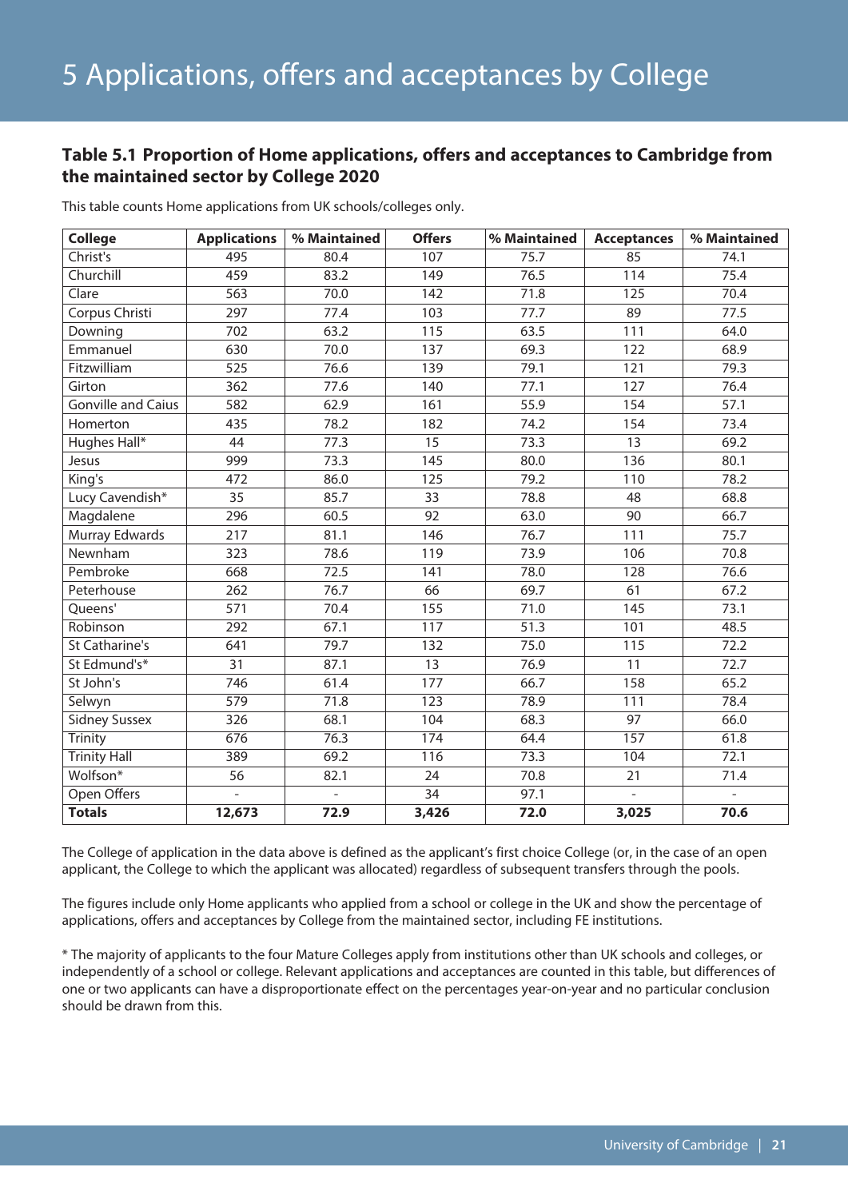# 5 Applications, offers and acceptances by College

### Table 5.1 Proportion of Home applications, offers and acceptances to Cambridge from the maintained sector by College 2020

This table counts Home applications from UK schools/colleges only.

| College | Applications | % Maintained | Offers | % Maintained | Acceptances | % Maintained |
|---|---|---|---|---|---|---|
| Christ's | 495 | 80.4 | 107 | 75.7 | 85 | 74.1 |
| Churchill | 459 | 83.2 | 149 | 76.5 | 114 | 75.4 |
| Clare | 563 | 70.0 | 142 | 71.8 | 125 | 70.4 |
| Corpus Christi | 297 | 77.4 | 103 | 77.7 | 89 | 77.5 |
| Downing | 702 | 63.2 | 115 | 63.5 | 111 | 64.0 |
| Emmanuel | 630 | 70.0 | 137 | 69.3 | 122 | 68.9 |
| Fitzwilliam | 525 | 76.6 | 139 | 79.1 | 121 | 79.3 |
| Girton | 362 | 77.6 | 140 | 77.1 | 127 | 76.4 |
| Gonville and Caius | 582 | 62.9 | 161 | 55.9 | 154 | 57.1 |
| Homerton | 435 | 78.2 | 182 | 74.2 | 154 | 73.4 |
| Hughes Hall* | 44 | 77.3 | 15 | 73.3 | 13 | 69.2 |
| Jesus | 999 | 73.3 | 145 | 80.0 | 136 | 80.1 |
| King's | 472 | 86.0 | 125 | 79.2 | 110 | 78.2 |
| Lucy Cavendish* | 35 | 85.7 | 33 | 78.8 | 48 | 68.8 |
| Magdalene | 296 | 60.5 | 92 | 63.0 | 90 | 66.7 |
| Murray Edwards | 217 | 81.1 | 146 | 76.7 | 111 | 75.7 |
| Newnham | 323 | 78.6 | 119 | 73.9 | 106 | 70.8 |
| Pembroke | 668 | 72.5 | 141 | 78.0 | 128 | 76.6 |
| Peterhouse | 262 | 76.7 | 66 | 69.7 | 61 | 67.2 |
| Queens' | 571 | 70.4 | 155 | 71.0 | 145 | 73.1 |
| Robinson | 292 | 67.1 | 117 | 51.3 | 101 | 48.5 |
| St Catharine's | 641 | 79.7 | 132 | 75.0 | 115 | 72.2 |
| St Edmund's* | 31 | 87.1 | 13 | 76.9 | 11 | 72.7 |
| St John's | 746 | 61.4 | 177 | 66.7 | 158 | 65.2 |
| Selwyn | 579 | 71.8 | 123 | 78.9 | 111 | 78.4 |
| Sidney Sussex | 326 | 68.1 | 104 | 68.3 | 97 | 66.0 |
| Trinity | 676 | 76.3 | 174 | 64.4 | 157 | 61.8 |
| Trinity Hall | 389 | 69.2 | 116 | 73.3 | 104 | 72.1 |
| Wolfson* | 56 | 82.1 | 24 | 70.8 | 21 | 71.4 |
| Open Offers | - | - | 34 | 97.1 | - | - |
| **Totals** | **12,673** | **72.9** | **3,426** | **72.0** | **3,025** | **70.6** |

The College of application in the data above is defined as the applicant's first choice College (or, in the case of an open applicant, the College to which the applicant was allocated) regardless of subsequent transfers through the pools.

The figures include only Home applicants who applied from a school or college in the UK and show the percentage of applications, offers and acceptances by College from the maintained sector, including FE institutions.

* The majority of applicants to the four Mature Colleges apply from institutions other than UK schools and colleges, or independently of a school or college. Relevant applications and acceptances are counted in this table, but differences of one or two applicants can have a disproportionate effect on the percentages year-on-year and no particular conclusion should be drawn from this.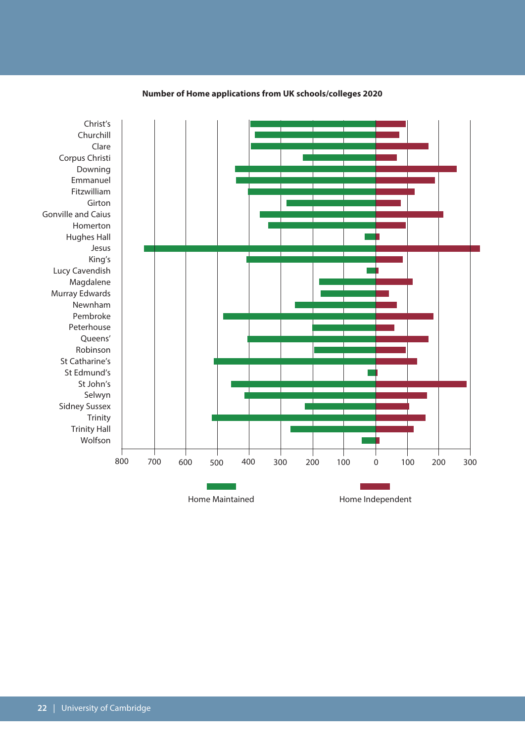**Number of Home applications from UK schools/colleges 2020**

Christ's
Churchill
Clare
Corpus Christi
Downing
Emmanuel
Fitzwilliam
Girton
Gonville and Caius
Homerton
Hughes Hall
Jesus
King's
Lucy Cavendish
Magdalene
Murray Edwards
Newnham
Pembroke
Peterhouse
Queens'
Robinson
St Catharine's
St Edmund's
St John's
Selwyn
Sidney Sussex
Trinity
Trinity Hall
Wolfson

800 700 600 500 400 300 200 100 0 100 200 300

Home Maintained

Home Independent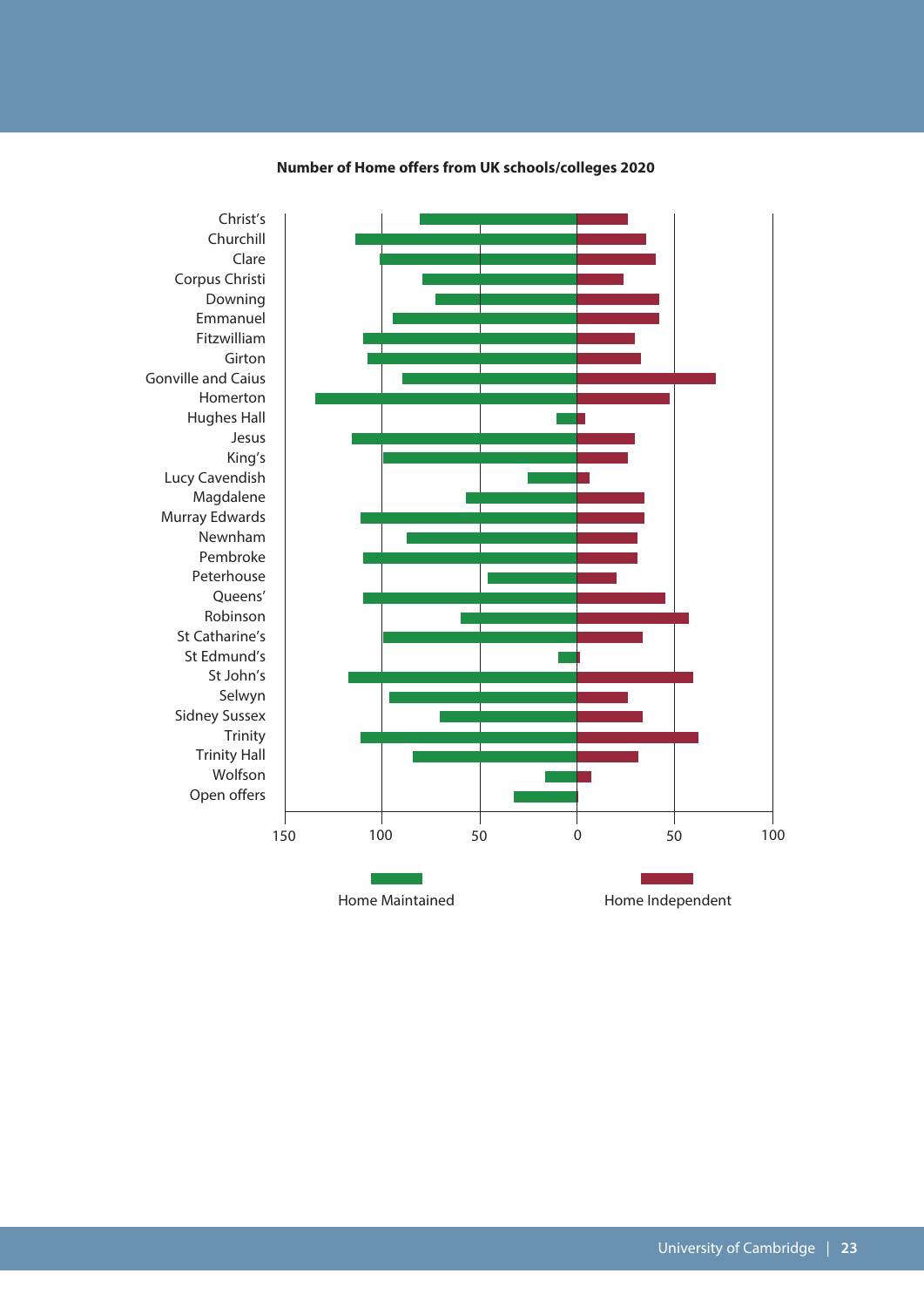**Number of Home offers from UK schools/colleges 2020**

Christ's
Churchill
Clare
Corpus Christi
Downing
Emmanuel
Fitzwilliam
Girton
Gonville and Caius
Homerton
Hughes Hall
Jesus
King's
Lucy Cavendish
Magdalene
Murray Edwards
Newnham
Pembroke
Peterhouse
Queens'
Robinson
St Catharine's
St Edmund's
St John's
Selwyn
Sidney Sussex
Trinity
Trinity Hall
Wolfson
Open offers

150 100 50 0 50 100

Home Maintained

Home Independent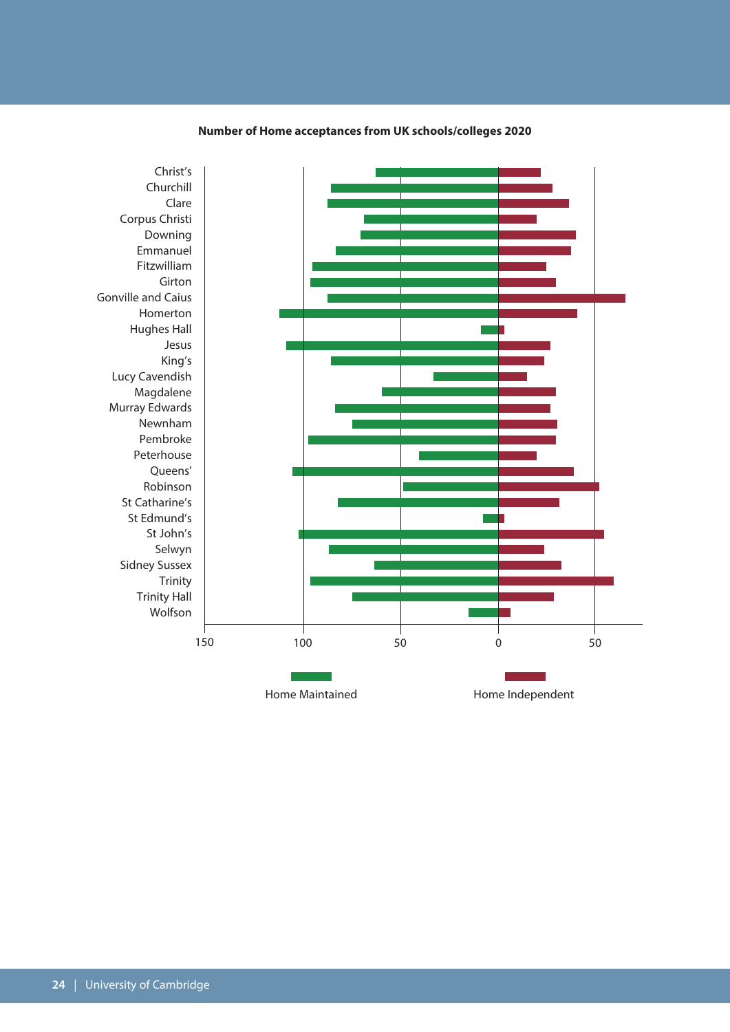**Number of Home acceptances from UK schools/colleges 2020**

Christ's
Churchill
Clare
Corpus Christi
Downing
Emmanuel
Fitzwilliam
Girton
Gonville and Caius
Homerton
Hughes Hall
Jesus
King's
Lucy Cavendish
Magdalene
Murray Edwards
Newnham
Pembroke
Peterhouse
Queens'
Robinson
St Catharine's
St Edmund's
St John's
Selwyn
Sidney Sussex
Trinity
Trinity Hall
Wolfson

150 100 50 0 50

Home Maintained

Home Independent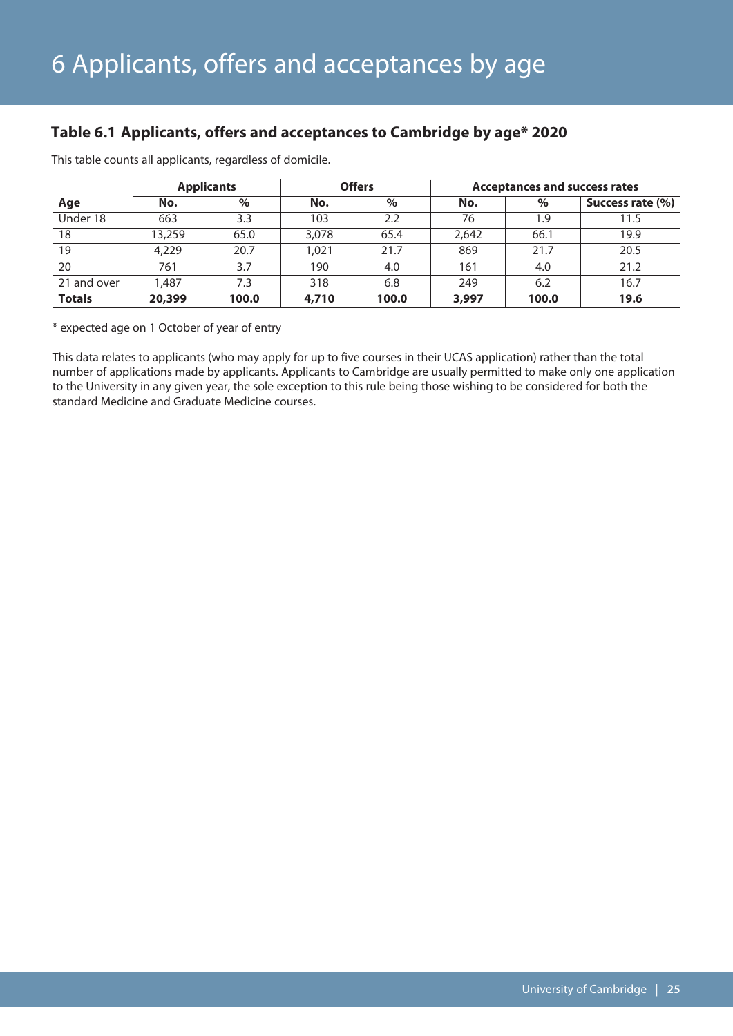# 6 Applicants, offers and acceptances by age

### Table 6.1 Applicants, offers and acceptances to Cambridge by age* 2020

This table counts all applicants, regardless of domicile.

| | Applicants | | Offers | | Acceptances and success rates | | |
|---|---|---|---|---|---|---|---|
| **Age** | **No.** | **%** | **No.** | **%** | **No.** | **%** | **Success rate (%)** |
| Under 18 | 663 | 3.3 | 103 | 2.2 | 76 | 1.9 | 11.5 |
| 18 | 13,259 | 65.0 | 3,078 | 65.4 | 2,642 | 66.1 | 19.9 |
| 19 | 4,229 | 20.7 | 1,021 | 21.7 | 869 | 21.7 | 20.5 |
| 20 | 761 | 3.7 | 190 | 4.0 | 161 | 4.0 | 21.2 |
| 21 and over | 1,487 | 7.3 | 318 | 6.8 | 249 | 6.2 | 16.7 |
| **Totals** | **20,399** | **100.0** | **4,710** | **100.0** | **3,997** | **100.0** | **19.6** |

* expected age on 1 October of year of entry

This data relates to applicants (who may apply for up to five courses in their UCAS application) rather than the total number of applications made by applicants. Applicants to Cambridge are usually permitted to make only one application to the University in any given year, the sole exception to this rule being those wishing to be considered for both the standard Medicine and Graduate Medicine courses.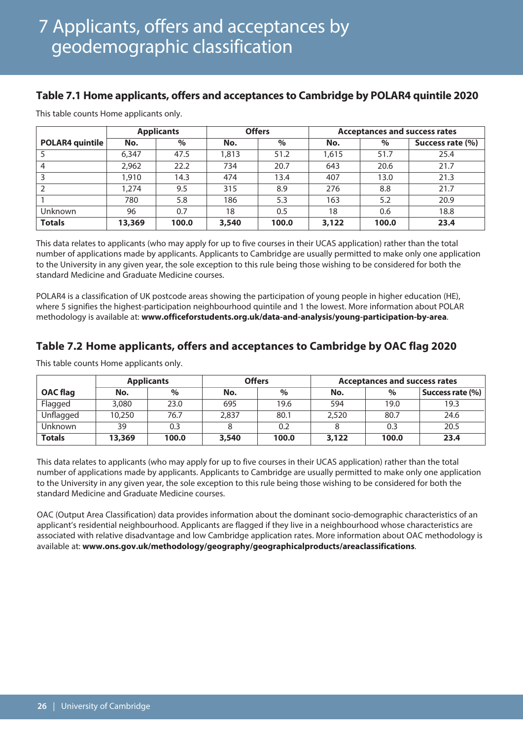# 7 Applicants, offers and acceptances by geodemographic classification

## Table 7.1 Home applicants, offers and acceptances to Cambridge by POLAR4 quintile 2020

This table counts Home applicants only.

| | Applicants | | Offers | | Acceptances and success rates | | |
|---|---|---|---|---|---|---|---|
| **POLAR4 quintile** | **No.** | **%** | **No.** | **%** | **No.** | **%** | **Success rate (%)** |
| 5 | 6,347 | 47.5 | 1,813 | 51.2 | 1,615 | 51.7 | 25.4 |
| 4 | 2,962 | 22.2 | 734 | 20.7 | 643 | 20.6 | 21.7 |
| 3 | 1,910 | 14.3 | 474 | 13.4 | 407 | 13.0 | 21.3 |
| 2 | 1,274 | 9.5 | 315 | 8.9 | 276 | 8.8 | 21.7 |
| 1 | 780 | 5.8 | 186 | 5.3 | 163 | 5.2 | 20.9 |
| Unknown | 96 | 0.7 | 18 | 0.5 | 18 | 0.6 | 18.8 |
| **Totals** | **13,369** | **100.0** | **3,540** | **100.0** | **3,122** | **100.0** | **23.4** |

This data relates to applicants (who may apply for up to five courses in their UCAS application) rather than the total number of applications made by applicants. Applicants to Cambridge are usually permitted to make only one application to the University in any given year, the sole exception to this rule being those wishing to be considered for both the standard Medicine and Graduate Medicine courses.

POLAR4 is a classification of UK postcode areas showing the participation of young people in higher education (HE), where 5 signifies the highest-participation neighbourhood quintile and 1 the lowest. More information about POLAR methodology is available at: **www.officeforstudents.org.uk/data-and-analysis/young-participation-by-area**.

## Table 7.2 Home applicants, offers and acceptances to Cambridge by OAC flag 2020

This table counts Home applicants only.

| | Applicants | | Offers | | Acceptances and success rates | | |
|---|---|---|---|---|---|---|---|
| **OAC flag** | **No.** | **%** | **No.** | **%** | **No.** | **%** | **Success rate (%)** |
| Flagged | 3,080 | 23.0 | 695 | 19.6 | 594 | 19.0 | 19.3 |
| Unflagged | 10,250 | 76.7 | 2,837 | 80.1 | 2,520 | 80.7 | 24.6 |
| Unknown | 39 | 0.3 | 8 | 0.2 | 8 | 0.3 | 20.5 |
| **Totals** | **13,369** | **100.0** | **3,540** | **100.0** | **3,122** | **100.0** | **23.4** |

This data relates to applicants (who may apply for up to five courses in their UCAS application) rather than the total number of applications made by applicants. Applicants to Cambridge are usually permitted to make only one application to the University in any given year, the sole exception to this rule being those wishing to be considered for both the standard Medicine and Graduate Medicine courses.

OAC (Output Area Classification) data provides information about the dominant socio-demographic characteristics of an applicant's residential neighbourhood. Applicants are flagged if they live in a neighbourhood whose characteristics are associated with relative disadvantage and low Cambridge application rates. More information about OAC methodology is available at: **www.ons.gov.uk/methodology/geography/geographicalproducts/areaclassifications**.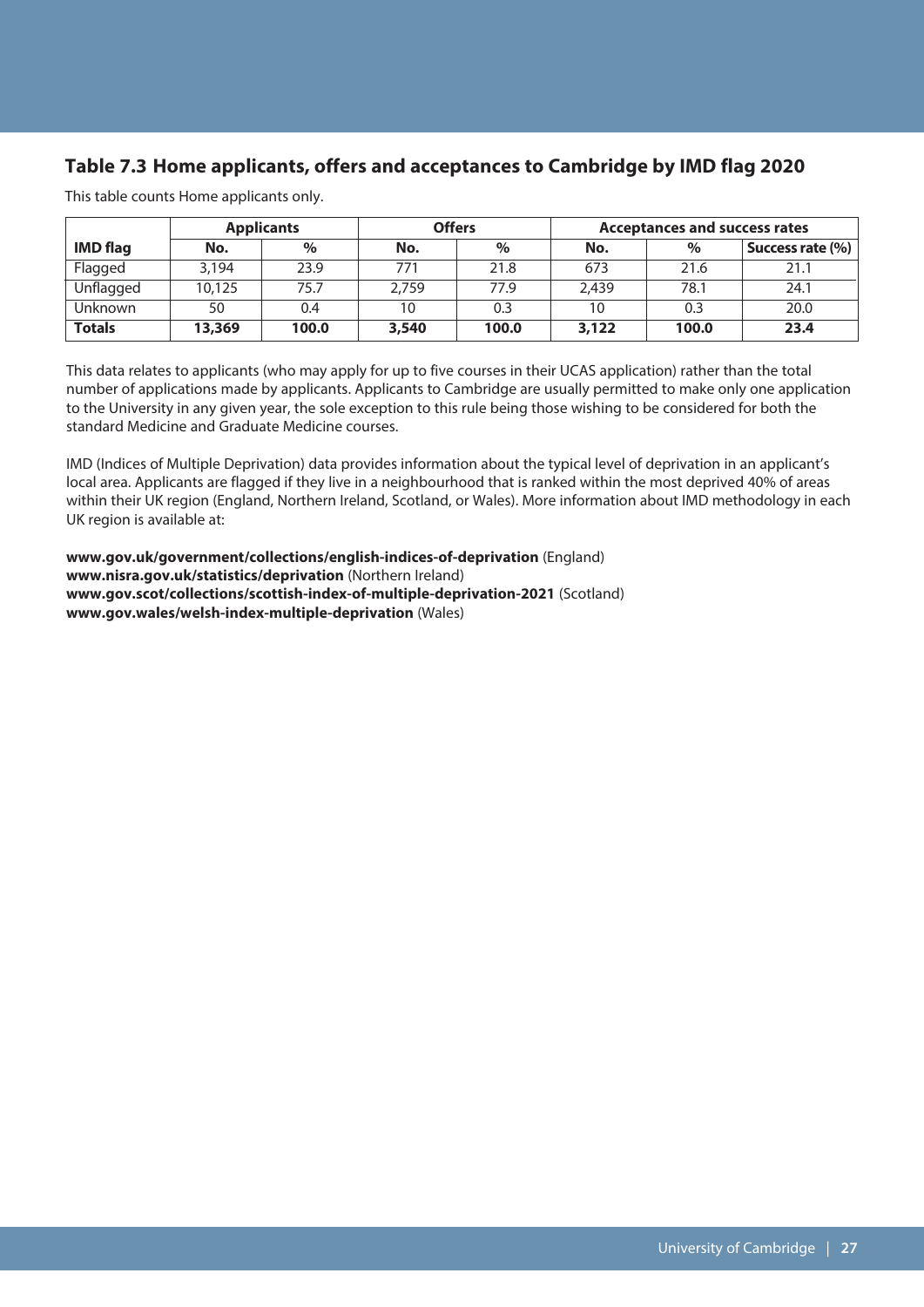## Table 7.3 Home applicants, offers and acceptances to Cambridge by IMD flag 2020

This table counts Home applicants only.

| | Applicants | | Offers | | Acceptances and success rates | | |
|---|---|---|---|---|---|---|---|
| **IMD flag** | **No.** | **%** | **No.** | **%** | **No.** | **%** | **Success rate (%)** |
| Flagged | 3,194 | 23.9 | 771 | 21.8 | 673 | 21.6 | 21.1 |
| Unflagged | 10,125 | 75.7 | 2,759 | 77.9 | 2,439 | 78.1 | 24.1 |
| Unknown | 50 | 0.4 | 10 | 0.3 | 10 | 0.3 | 20.0 |
| **Totals** | **13,369** | **100.0** | **3,540** | **100.0** | **3,122** | **100.0** | **23.4** |

This data relates to applicants (who may apply for up to five courses in their UCAS application) rather than the total number of applications made by applicants. Applicants to Cambridge are usually permitted to make only one application to the University in any given year, the sole exception to this rule being those wishing to be considered for both the standard Medicine and Graduate Medicine courses.

IMD (Indices of Multiple Deprivation) data provides information about the typical level of deprivation in an applicant's local area. Applicants are flagged if they live in a neighbourhood that is ranked within the most deprived 40% of areas within their UK region (England, Northern Ireland, Scotland, or Wales). More information about IMD methodology in each UK region is available at:

**www.gov.uk/government/collections/english-indices-of-deprivation** (England)
**www.nisra.gov.uk/statistics/deprivation** (Northern Ireland)
**www.gov.scot/collections/scottish-index-of-multiple-deprivation-2021** (Scotland)
**www.gov.wales/welsh-index-multiple-deprivation** (Wales)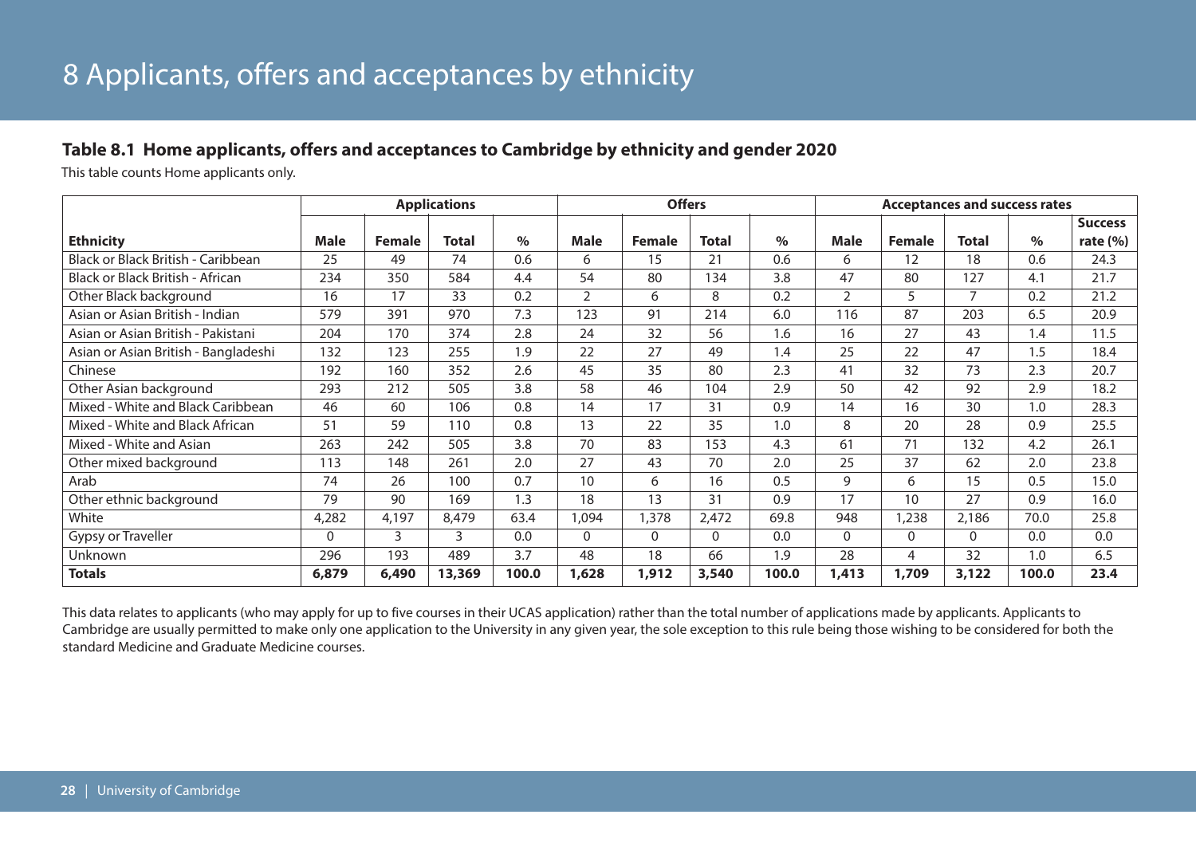# 8 Applicants, offers and acceptances by ethnicity

### Table 8.1 Home applicants, offers and acceptances to Cambridge by ethnicity and gender 2020

This table counts Home applicants only.

| | Applications | | | | Offers | | | | Acceptances and success rates | | | | |
|---|---|---|---|---|---|---|---|---|---|---|---|---|---|
| **Ethnicity** | **Male** | **Female** | **Total** | **%** | **Male** | **Female** | **Total** | **%** | **Male** | **Female** | **Total** | **%** | **Success rate (%)** |
| Black or Black British - Caribbean | 25 | 49 | 74 | 0.6 | 6 | 15 | 21 | 0.6 | 6 | 12 | 18 | 0.6 | 24.3 |
| Black or Black British - African | 234 | 350 | 584 | 4.4 | 54 | 80 | 134 | 3.8 | 47 | 80 | 127 | 4.1 | 21.7 |
| Other Black background | 16 | 17 | 33 | 0.2 | 2 | 6 | 8 | 0.2 | 2 | 5 | 7 | 0.2 | 21.2 |
| Asian or Asian British - Indian | 579 | 391 | 970 | 7.3 | 123 | 91 | 214 | 6.0 | 116 | 87 | 203 | 6.5 | 20.9 |
| Asian or Asian British - Pakistani | 204 | 170 | 374 | 2.8 | 24 | 32 | 56 | 1.6 | 16 | 27 | 43 | 1.4 | 11.5 |
| Asian or Asian British - Bangladeshi | 132 | 123 | 255 | 1.9 | 22 | 27 | 49 | 1.4 | 25 | 22 | 47 | 1.5 | 18.4 |
| Chinese | 192 | 160 | 352 | 2.6 | 45 | 35 | 80 | 2.3 | 41 | 32 | 73 | 2.3 | 20.7 |
| Other Asian background | 293 | 212 | 505 | 3.8 | 58 | 46 | 104 | 2.9 | 50 | 42 | 92 | 2.9 | 18.2 |
| Mixed - White and Black Caribbean | 46 | 60 | 106 | 0.8 | 14 | 17 | 31 | 0.9 | 14 | 16 | 30 | 1.0 | 28.3 |
| Mixed - White and Black African | 51 | 59 | 110 | 0.8 | 13 | 22 | 35 | 1.0 | 8 | 20 | 28 | 0.9 | 25.5 |
| Mixed - White and Asian | 263 | 242 | 505 | 3.8 | 70 | 83 | 153 | 4.3 | 61 | 71 | 132 | 4.2 | 26.1 |
| Other mixed background | 113 | 148 | 261 | 2.0 | 27 | 43 | 70 | 2.0 | 25 | 37 | 62 | 2.0 | 23.8 |
| Arab | 74 | 26 | 100 | 0.7 | 10 | 6 | 16 | 0.5 | 9 | 6 | 15 | 0.5 | 15.0 |
| Other ethnic background | 79 | 90 | 169 | 1.3 | 18 | 13 | 31 | 0.9 | 17 | 10 | 27 | 0.9 | 16.0 |
| White | 4,282 | 4,197 | 8,479 | 63.4 | 1,094 | 1,378 | 2,472 | 69.8 | 948 | 1,238 | 2,186 | 70.0 | 25.8 |
| Gypsy or Traveller | 0 | 3 | 3 | 0.0 | 0 | 0 | 0 | 0.0 | 0 | 0 | 0 | 0.0 | 0.0 |
| Unknown | 296 | 193 | 489 | 3.7 | 48 | 18 | 66 | 1.9 | 28 | 4 | 32 | 1.0 | 6.5 |
| **Totals** | **6,879** | **6,490** | **13,369** | **100.0** | **1,628** | **1,912** | **3,540** | **100.0** | **1,413** | **1,709** | **3,122** | **100.0** | **23.4** |

This data relates to applicants (who may apply for up to five courses in their UCAS application) rather than the total number of applications made by applicants. Applicants to Cambridge are usually permitted to make only one application to the University in any given year, the sole exception to this rule being those wishing to be considered for both the standard Medicine and Graduate Medicine courses.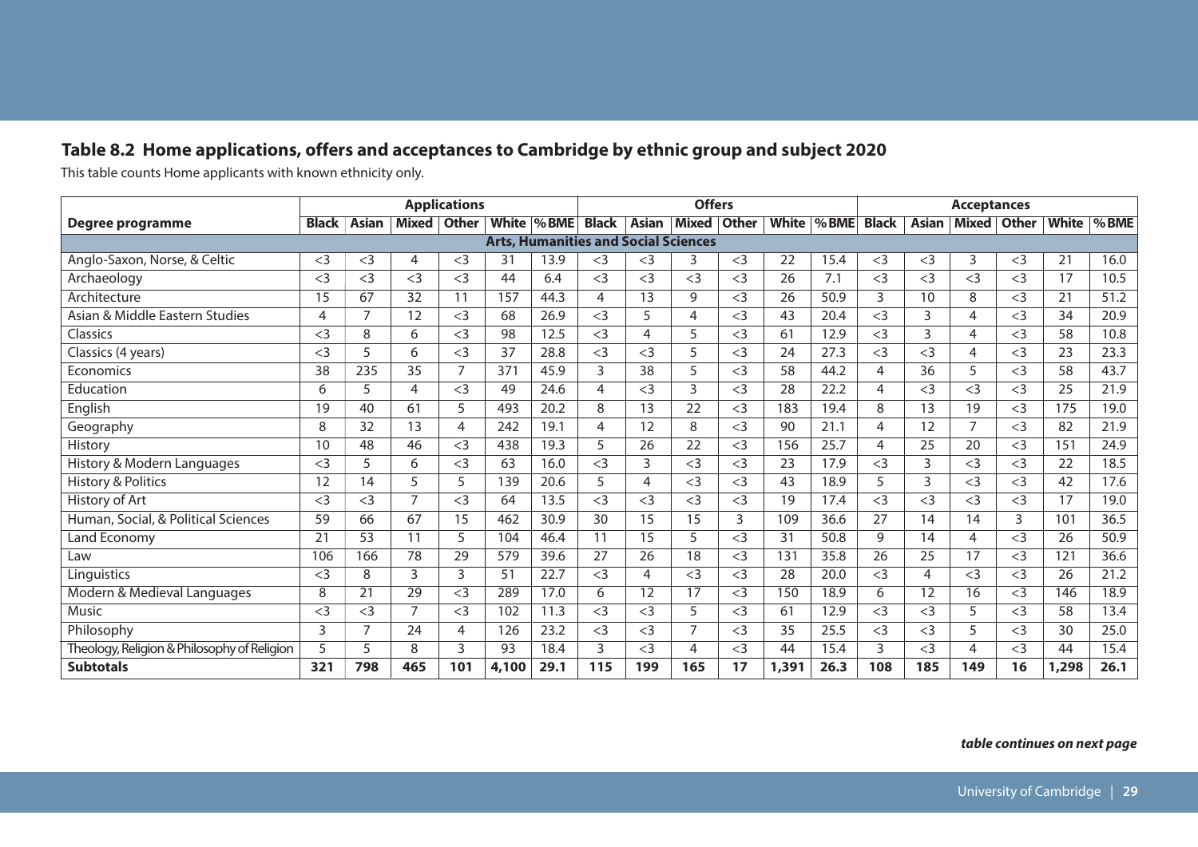## Table 8.2 Home applications, offers and acceptances to Cambridge by ethnic group and subject 2020

This table counts Home applicants with known ethnicity only.

| | Applications | | | | | | Offers | | | | | | Acceptances | | | | | |
|---|---|---|---|---|---|---|---|---|---|---|---|---|---|---|---|---|---|---|
| **Degree programme** | **Black** | **Asian** | **Mixed** | **Other** | **White** | **% BME** | **Black** | **Asian** | **Mixed** | **Other** | **White** | **% BME** | **Black** | **Asian** | **Mixed** | **Other** | **White** | **% BME** |
| **Arts, Humanities and Social Sciences** | | | | | | | | | | | | | | | | | | |
| Anglo-Saxon, Norse, & Celtic | <3 | <3 | 4 | <3 | 31 | 13.9 | <3 | <3 | 3 | <3 | 22 | 15.4 | <3 | <3 | 3 | <3 | 21 | 16.0 |
| Archaeology | <3 | <3 | <3 | <3 | 44 | 6.4 | <3 | <3 | <3 | <3 | 26 | 7.1 | <3 | <3 | <3 | <3 | 17 | 10.5 |
| Architecture | 15 | 67 | 32 | 11 | 157 | 44.3 | 4 | 13 | 9 | <3 | 26 | 50.9 | 3 | 10 | 8 | <3 | 21 | 51.2 |
| Asian & Middle Eastern Studies | 4 | 7 | 12 | <3 | 68 | 26.9 | <3 | 5 | 4 | <3 | 43 | 20.4 | <3 | 3 | 4 | <3 | 34 | 20.9 |
| Classics | <3 | 8 | 6 | <3 | 98 | 12.5 | <3 | 4 | 5 | <3 | 61 | 12.9 | <3 | 3 | 4 | <3 | 58 | 10.8 |
| Classics (4 years) | <3 | 5 | 6 | <3 | 37 | 28.8 | <3 | <3 | 5 | <3 | 24 | 27.3 | <3 | <3 | 4 | <3 | 23 | 23.3 |
| Economics | 38 | 235 | 35 | 7 | 371 | 45.9 | 3 | 38 | 5 | <3 | 58 | 44.2 | 4 | 36 | 5 | <3 | 58 | 43.7 |
| Education | 6 | 5 | 4 | <3 | 49 | 24.6 | 4 | <3 | 3 | <3 | 28 | 22.2 | 4 | <3 | <3 | <3 | 25 | 21.9 |
| English | 19 | 40 | 61 | 5 | 493 | 20.2 | 8 | 13 | 22 | <3 | 183 | 19.4 | 8 | 13 | 19 | <3 | 175 | 19.0 |
| Geography | 8 | 32 | 13 | 4 | 242 | 19.1 | 4 | 12 | 8 | <3 | 90 | 21.1 | 4 | 12 | 7 | <3 | 82 | 21.9 |
| History | 10 | 48 | 46 | <3 | 438 | 19.3 | 5 | 26 | 22 | <3 | 156 | 25.7 | 4 | 25 | 20 | <3 | 151 | 24.9 |
| History & Modern Languages | <3 | 5 | 6 | <3 | 63 | 16.0 | <3 | 3 | <3 | <3 | 23 | 17.9 | <3 | 3 | <3 | <3 | 22 | 18.5 |
| History & Politics | 12 | 14 | 5 | 5 | 139 | 20.6 | 5 | 4 | <3 | <3 | 43 | 18.9 | 5 | 3 | <3 | <3 | 42 | 17.6 |
| History of Art | <3 | <3 | 7 | <3 | 64 | 13.5 | <3 | <3 | <3 | <3 | 19 | 17.4 | <3 | <3 | <3 | <3 | 17 | 19.0 |
| Human, Social, & Political Sciences | 59 | 66 | 67 | 15 | 462 | 30.9 | 30 | 15 | 15 | 3 | 109 | 36.6 | 27 | 14 | 14 | 3 | 101 | 36.5 |
| Land Economy | 21 | 53 | 11 | 5 | 104 | 46.4 | 11 | 15 | 5 | <3 | 31 | 50.8 | 9 | 14 | 4 | <3 | 26 | 50.9 |
| Law | 106 | 166 | 78 | 29 | 579 | 39.6 | 27 | 26 | 18 | <3 | 131 | 35.8 | 26 | 25 | 17 | <3 | 121 | 36.6 |
| Linguistics | <3 | 8 | 3 | 3 | 51 | 22.7 | <3 | 4 | <3 | <3 | 28 | 20.0 | <3 | 4 | <3 | <3 | 26 | 21.2 |
| Modern & Medieval Languages | 8 | 21 | 29 | <3 | 289 | 17.0 | 6 | 12 | 17 | <3 | 150 | 18.9 | 6 | 12 | 16 | <3 | 146 | 18.9 |
| Music | <3 | <3 | 7 | <3 | 102 | 11.3 | <3 | <3 | 5 | <3 | 61 | 12.9 | <3 | <3 | 5 | <3 | 58 | 13.4 |
| Philosophy | 3 | 7 | 24 | 4 | 126 | 23.2 | <3 | <3 | 7 | <3 | 35 | 25.5 | <3 | <3 | 5 | <3 | 30 | 25.0 |
| Theology, Religion & Philosophy of Religion | 5 | 5 | 8 | 3 | 93 | 18.4 | 3 | <3 | 4 | <3 | 44 | 15.4 | 3 | <3 | 4 | <3 | 44 | 15.4 |
| **Subtotals** | **321** | **798** | **465** | **101** | **4,100** | **29.1** | **115** | **199** | **165** | **17** | **1,391** | **26.3** | **108** | **185** | **149** | **16** | **1,298** | **26.1** |

***table continues on next page***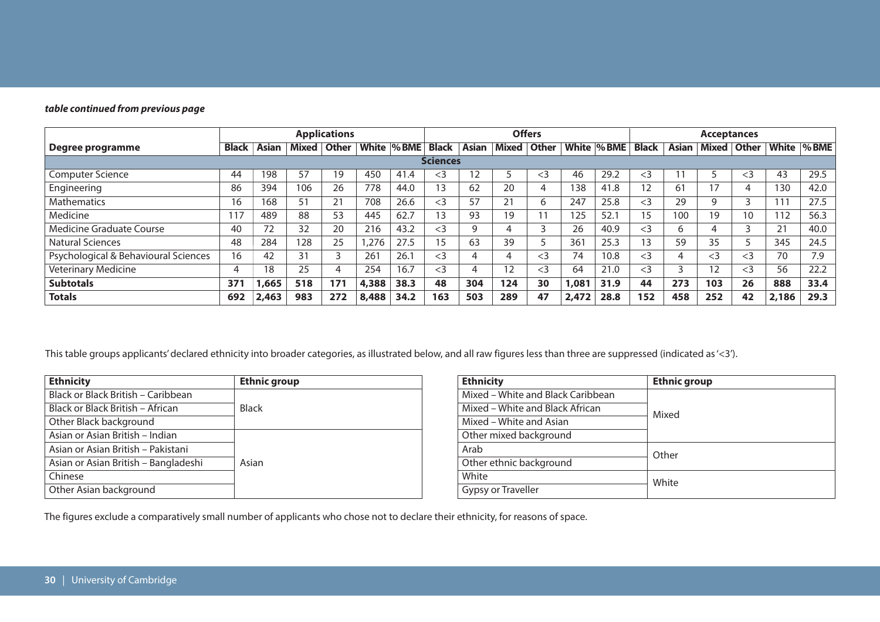***table continued from previous page***

| Degree programme | Applications | | | | | | Offers | | | | | | Acceptances | | | | | |
|---|---|---|---|---|---|---|---|---|---|---|---|---|---|---|---|---|---|---|
| | Black | Asian | Mixed | Other | White | %BME | Black | Asian | Mixed | Other | White | %BME | Black | Asian | Mixed | Other | White | %BME |
| **Sciences** | | | | | | | | | | | | | | | | | | |
| Computer Science | 44 | 198 | 57 | 19 | 450 | 41.4 | <3 | 12 | 5 | <3 | 46 | 29.2 | <3 | 11 | 5 | <3 | 43 | 29.5 |
| Engineering | 86 | 394 | 106 | 26 | 778 | 44.0 | 13 | 62 | 20 | 4 | 138 | 41.8 | 12 | 61 | 17 | 4 | 130 | 42.0 |
| Mathematics | 16 | 168 | 51 | 21 | 708 | 26.6 | <3 | 57 | 21 | 6 | 247 | 25.8 | <3 | 29 | 9 | 3 | 111 | 27.5 |
| Medicine | 117 | 489 | 88 | 53 | 445 | 62.7 | 13 | 93 | 19 | 11 | 125 | 52.1 | 15 | 100 | 19 | 10 | 112 | 56.3 |
| Medicine Graduate Course | 40 | 72 | 32 | 20 | 216 | 43.2 | <3 | 9 | 4 | 3 | 26 | 40.9 | <3 | 6 | 4 | 3 | 21 | 40.0 |
| Natural Sciences | 48 | 284 | 128 | 25 | 1,276 | 27.5 | 15 | 63 | 39 | 5 | 361 | 25.3 | 13 | 59 | 35 | 5 | 345 | 24.5 |
| Psychological & Behavioural Sciences | 16 | 42 | 31 | 3 | 261 | 26.1 | <3 | 4 | 4 | <3 | 74 | 10.8 | <3 | 4 | <3 | <3 | 70 | 7.9 |
| Veterinary Medicine | 4 | 18 | 25 | 4 | 254 | 16.7 | <3 | 4 | 12 | <3 | 64 | 21.0 | <3 | 3 | 12 | <3 | 56 | 22.2 |
| **Subtotals** | **371** | **1,665** | **518** | **171** | **4,388** | **38.3** | **48** | **304** | **124** | **30** | **1,081** | **31.9** | **44** | **273** | **103** | **26** | **888** | **33.4** |
| **Totals** | **692** | **2,463** | **983** | **272** | **8,488** | **34.2** | **163** | **503** | **289** | **47** | **2,472** | **28.8** | **152** | **458** | **252** | **42** | **2,186** | **29.3** |

This table groups applicants' declared ethnicity into broader categories, as illustrated below, and all raw figures less than three are suppressed (indicated as '<3').

| Ethnicity | Ethnic group |
|---|---|
| Black or Black British – Caribbean | Black |
| Black or Black British – African | |
| Other Black background | |
| Asian or Asian British – Indian | Asian |
| Asian or Asian British – Pakistani | |
| Asian or Asian British – Bangladeshi | |
| Chinese | |
| Other Asian background | |

| Ethnicity | Ethnic group |
|---|---|
| Mixed – White and Black Caribbean | Mixed |
| Mixed – White and Black African | |
| Mixed – White and Asian | |
| Other mixed background | |
| Arab | Other |
| Other ethnic background | |
| White | White |
| Gypsy or Traveller | |

The figures exclude a comparatively small number of applicants who chose not to declare their ethnicity, for reasons of space.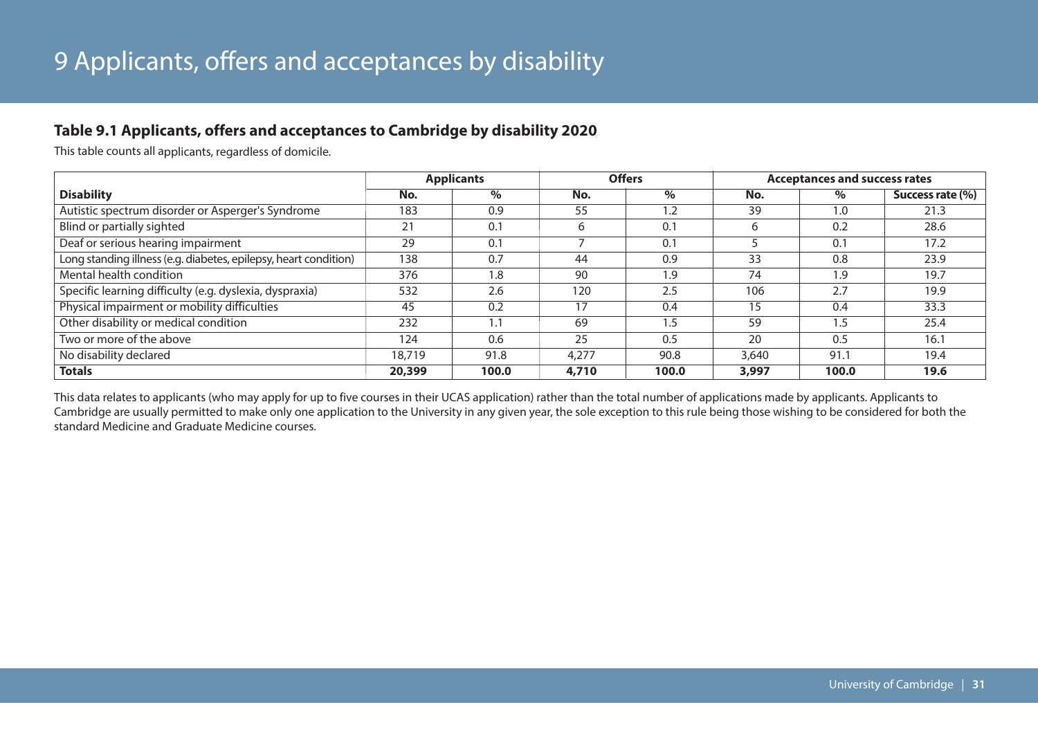# 9 Applicants, offers and acceptances by disability

### Table 9.1 Applicants, offers and acceptances to Cambridge by disability 2020

This table counts all applicants, regardless of domicile.

| | Applicants | | Offers | | Acceptances and success rates | | |
|---|---|---|---|---|---|---|---|
| **Disability** | **No.** | **%** | **No.** | **%** | **No.** | **%** | **Success rate (%)** |
| Autistic spectrum disorder or Asperger's Syndrome | 183 | 0.9 | 55 | 1.2 | 39 | 1.0 | 21.3 |
| Blind or partially sighted | 21 | 0.1 | 6 | 0.1 | 6 | 0.2 | 28.6 |
| Deaf or serious hearing impairment | 29 | 0.1 | 7 | 0.1 | 5 | 0.1 | 17.2 |
| Long standing illness (e.g. diabetes, epilepsy, heart condition) | 138 | 0.7 | 44 | 0.9 | 33 | 0.8 | 23.9 |
| Mental health condition | 376 | 1.8 | 90 | 1.9 | 74 | 1.9 | 19.7 |
| Specific learning difficulty (e.g. dyslexia, dyspraxia) | 532 | 2.6 | 120 | 2.5 | 106 | 2.7 | 19.9 |
| Physical impairment or mobility difficulties | 45 | 0.2 | 17 | 0.4 | 15 | 0.4 | 33.3 |
| Other disability or medical condition | 232 | 1.1 | 69 | 1.5 | 59 | 1.5 | 25.4 |
| Two or more of the above | 124 | 0.6 | 25 | 0.5 | 20 | 0.5 | 16.1 |
| No disability declared | 18,719 | 91.8 | 4,277 | 90.8 | 3,640 | 91.1 | 19.4 |
| **Totals** | **20,399** | **100.0** | **4,710** | **100.0** | **3,997** | **100.0** | **19.6** |

This data relates to applicants (who may apply for up to five courses in their UCAS application) rather than the total number of applications made by applicants. Applicants to Cambridge are usually permitted to make only one application to the University in any given year, the sole exception to this rule being those wishing to be considered for both the standard Medicine and Graduate Medicine courses.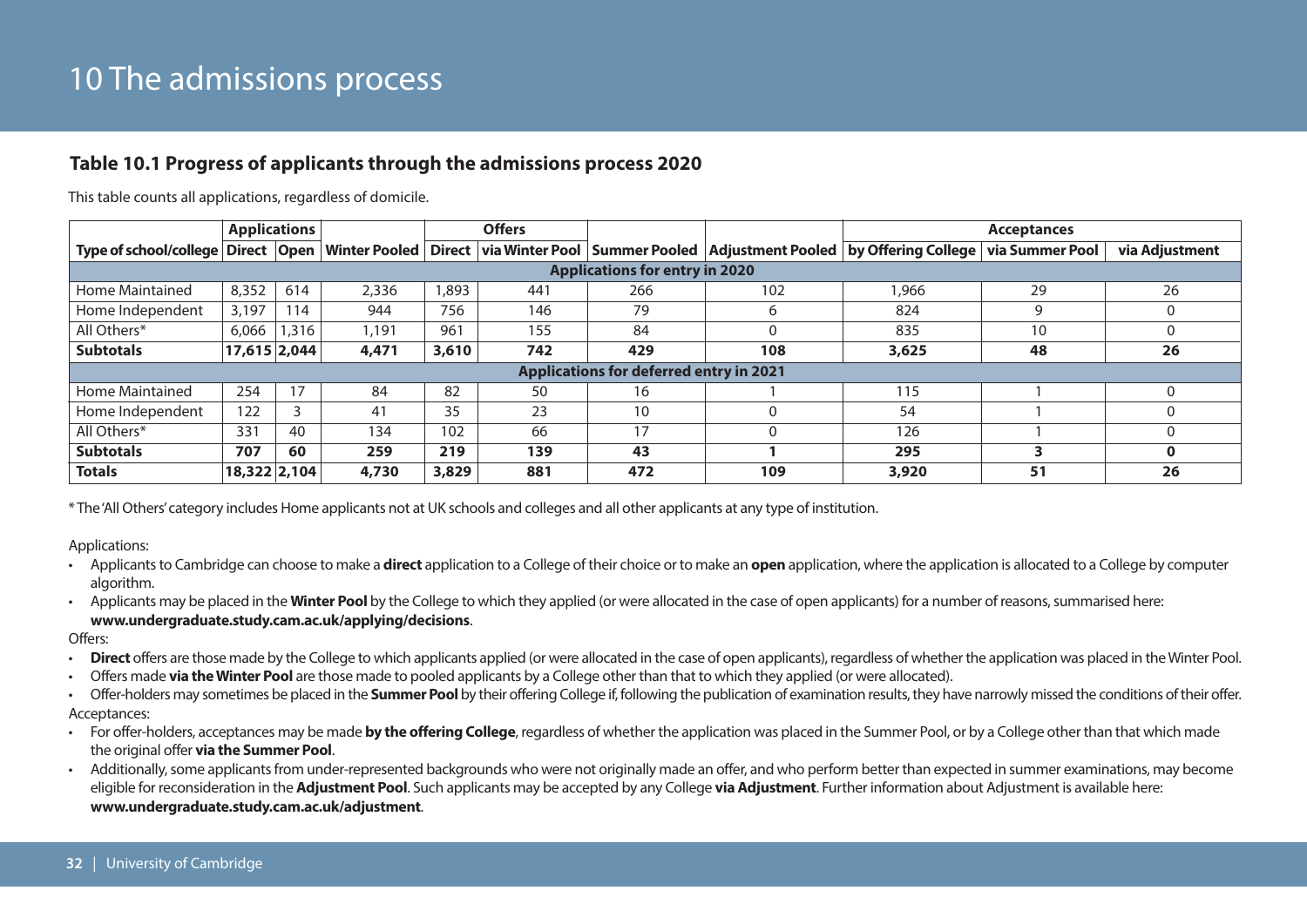# 10 The admissions process

### Table 10.1 Progress of applicants through the admissions process 2020

This table counts all applications, regardless of domicile.

| | Applications | | | Offers | | | | Acceptances | | |
|---|---|---|---|---|---|---|---|---|---|---|
| Type of school/college | Direct | Open | Winter Pooled | Direct | via Winter Pool | Summer Pooled | Adjustment Pooled | by Offering College | via Summer Pool | via Adjustment |
| **Applications for entry in 2020** | | | | | | | | | | |
| Home Maintained | 8,352 | 614 | 2,336 | 1,893 | 441 | 266 | 102 | 1,966 | 29 | 26 |
| Home Independent | 3,197 | 114 | 944 | 756 | 146 | 79 | 6 | 824 | 9 | 0 |
| All Others* | 6,066 | 1,316 | 1,191 | 961 | 155 | 84 | 0 | 835 | 10 | 0 |
| **Subtotals** | **17,615** | **2,044** | **4,471** | **3,610** | **742** | **429** | **108** | **3,625** | **48** | **26** |
| **Applications for deferred entry in 2021** | | | | | | | | | | |
| Home Maintained | 254 | 17 | 84 | 82 | 50 | 16 | 1 | 115 | 1 | 0 |
| Home Independent | 122 | 3 | 41 | 35 | 23 | 10 | 0 | 54 | 1 | 0 |
| All Others* | 331 | 40 | 134 | 102 | 66 | 17 | 0 | 126 | 1 | 0 |
| **Subtotals** | **707** | **60** | **259** | **219** | **139** | **43** | **1** | **295** | **3** | **0** |
| **Totals** | **18,322** | **2,104** | **4,730** | **3,829** | **881** | **472** | **109** | **3,920** | **51** | **26** |

* The 'All Others' category includes Home applicants not at UK schools and colleges and all other applicants at any type of institution.

Applications:

- Applicants to Cambridge can choose to make a **direct** application to a College of their choice or to make an **open** application, where the application is allocated to a College by computer algorithm.
- Applicants may be placed in the **Winter Pool** by the College to which they applied (or were allocated in the case of open applicants) for a number of reasons, summarised here: **www.undergraduate.study.cam.ac.uk/applying/decisions**.

Offers:

- **Direct** offers are those made by the College to which applicants applied (or were allocated in the case of open applicants), regardless of whether the application was placed in the Winter Pool.
- Offers made **via the Winter Pool** are those made to pooled applicants by a College other than that to which they applied (or were allocated).
- Offer-holders may sometimes be placed in the **Summer Pool** by their offering College if, following the publication of examination results, they have narrowly missed the conditions of their offer.

Acceptances:

- For offer-holders, acceptances may be made **by the offering College**, regardless of whether the application was placed in the Summer Pool, or by a College other than that which made the original offer **via the Summer Pool**.
- Additionally, some applicants from under-represented backgrounds who were not originally made an offer, and who perform better than expected in summer examinations, may become eligible for reconsideration in the **Adjustment Pool**. Such applicants may be accepted by any College **via Adjustment**. Further information about Adjustment is available here: **www.undergraduate.study.cam.ac.uk/adjustment**.